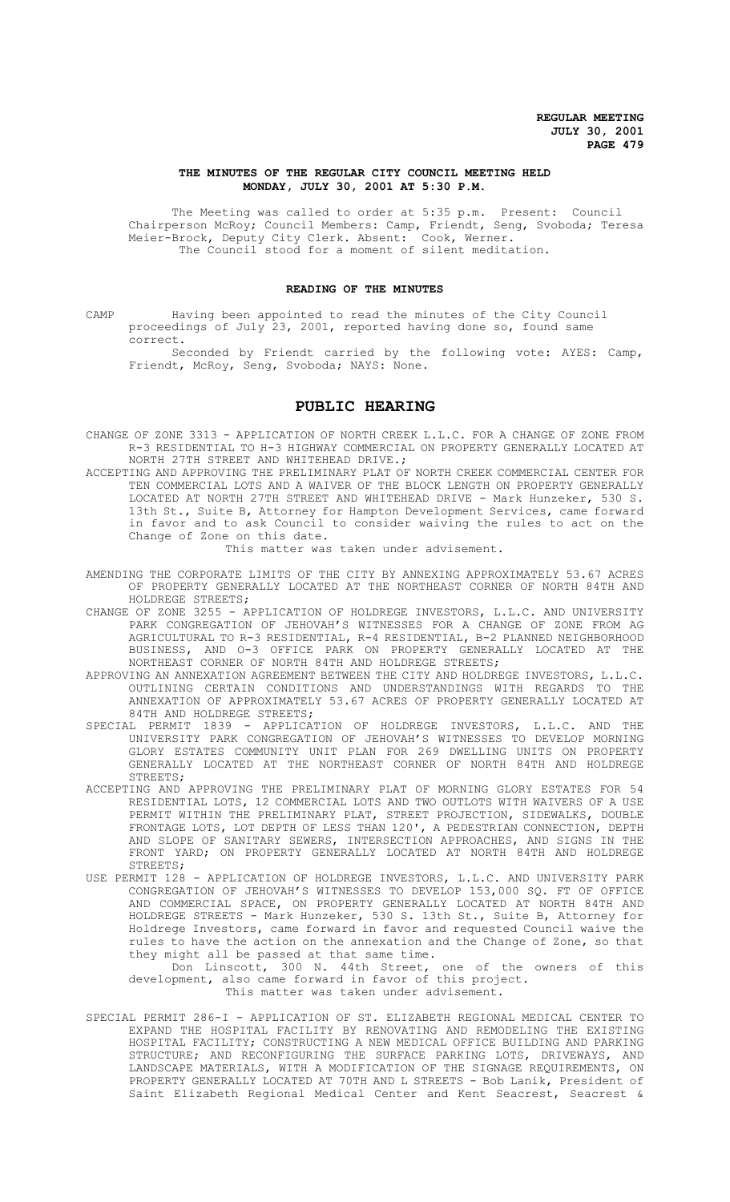**REGULAR MEETING**
**JULY 30, 2001**

## THE MINUTES OF THE REGULAR CITY COUNCIL MEETING HELD MONDAY, JULY 30, 2001 AT 5:30 P.M.

The Meeting was called to order at 5:35 p.m. Present: Council Chairperson McRoy; Council Members: Camp, Friendt, Seng, Svoboda; Teresa Meier-Brock, Deputy City Clerk. Absent: Cook, Werner.

The Council stood for a moment of silent meditation.

## READING OF THE MINUTES

CAMP Having been appointed to read the minutes of the City Council proceedings of July 23, 2001, reported having done so, found same correct.

Seconded by Friendt carried by the following vote: AYES: Camp, Friendt, McRoy, Seng, Svoboda; NAYS: None.

# PUBLIC HEARING

CHANGE OF ZONE 3313 - APPLICATION OF NORTH CREEK L.L.C. FOR A CHANGE OF ZONE FROM R-3 RESIDENTIAL TO H-3 HIGHWAY COMMERCIAL ON PROPERTY GENERALLY LOCATED AT NORTH 27TH STREET AND WHITEHEAD DRIVE.;

ACCEPTING AND APPROVING THE PRELIMINARY PLAT OF NORTH CREEK COMMERCIAL CENTER FOR TEN COMMERCIAL LOTS AND A WAIVER OF THE BLOCK LENGTH ON PROPERTY GENERALLY LOCATED AT NORTH 27TH STREET AND WHITEHEAD DRIVE - Mark Hunzeker, 530 S. 13th St., Suite B, Attorney for Hampton Development Services, came forward in favor and to ask Council to consider waiving the rules to act on the Change of Zone on this date.

This matter was taken under advisement.

AMENDING THE CORPORATE LIMITS OF THE CITY BY ANNEXING APPROXIMATELY 53.67 ACRES OF PROPERTY GENERALLY LOCATED AT THE NORTHEAST CORNER OF NORTH 84TH AND HOLDREGE STREETS;

CHANGE OF ZONE 3255 - APPLICATION OF HOLDREGE INVESTORS, L.L.C. AND UNIVERSITY PARK CONGREGATION OF JEHOVAH'S WITNESSES FOR A CHANGE OF ZONE FROM AG AGRICULTURAL TO R-3 RESIDENTIAL, R-4 RESIDENTIAL, B-2 PLANNED NEIGHBORHOOD BUSINESS, AND O-3 OFFICE PARK ON PROPERTY GENERALLY LOCATED AT THE NORTHEAST CORNER OF NORTH 84TH AND HOLDREGE STREETS;

APPROVING AN ANNEXATION AGREEMENT BETWEEN THE CITY AND HOLDREGE INVESTORS, L.L.C. OUTLINING CERTAIN CONDITIONS AND UNDERSTANDINGS WITH REGARDS TO THE ANNEXATION OF APPROXIMATELY 53.67 ACRES OF PROPERTY GENERALLY LOCATED AT 84TH AND HOLDREGE STREETS;

SPECIAL PERMIT 1839 - APPLICATION OF HOLDREGE INVESTORS, L.L.C. AND THE UNIVERSITY PARK CONGREGATION OF JEHOVAH'S WITNESSES TO DEVELOP MORNING GLORY ESTATES COMMUNITY UNIT PLAN FOR 269 DWELLING UNITS ON PROPERTY GENERALLY LOCATED AT THE NORTHEAST CORNER OF NORTH 84TH AND HOLDREGE STREETS;

ACCEPTING AND APPROVING THE PRELIMINARY PLAT OF MORNING GLORY ESTATES FOR 54 RESIDENTIAL LOTS, 12 COMMERCIAL LOTS AND TWO OUTLOTS WITH WAIVERS OF A USE PERMIT WITHIN THE PRELIMINARY PLAT, STREET PROJECTION, SIDEWALKS, DOUBLE FRONTAGE LOTS, LOT DEPTH OF LESS THAN 120', A PEDESTRIAN CONNECTION, DEPTH AND SLOPE OF SANITARY SEWERS, INTERSECTION APPROACHES, AND SIGNS IN THE FRONT YARD; ON PROPERTY GENERALLY LOCATED AT NORTH 84TH AND HOLDREGE STREETS;

USE PERMIT 128 - APPLICATION OF HOLDREGE INVESTORS, L.L.C. AND UNIVERSITY PARK CONGREGATION OF JEHOVAH'S WITNESSES TO DEVELOP 153,000 SQ. FT OF OFFICE AND COMMERCIAL SPACE, ON PROPERTY GENERALLY LOCATED AT NORTH 84TH AND HOLDREGE STREETS - Mark Hunzeker, 530 S. 13th St., Suite B, Attorney for Holdrege Investors, came forward in favor and requested Council waive the rules to have the action on the annexation and the Change of Zone, so that they might all be passed at that same time.

Don Linscott, 300 N. 44th Street, one of the owners of this development, also came forward in favor of this project.

This matter was taken under advisement.

SPECIAL PERMIT 286-I - APPLICATION OF ST. ELIZABETH REGIONAL MEDICAL CENTER TO EXPAND THE HOSPITAL FACILITY BY RENOVATING AND REMODELING THE EXISTING HOSPITAL FACILITY; CONSTRUCTING A NEW MEDICAL OFFICE BUILDING AND PARKING STRUCTURE; AND RECONFIGURING THE SURFACE PARKING LOTS, DRIVEWAYS, AND LANDSCAPE MATERIALS, WITH A MODIFICATION OF THE SIGNAGE REQUIREMENTS, ON PROPERTY GENERALLY LOCATED AT 70TH AND L STREETS - Bob Lanik, President of Saint Elizabeth Regional Medical Center and Kent Seacrest, Seacrest &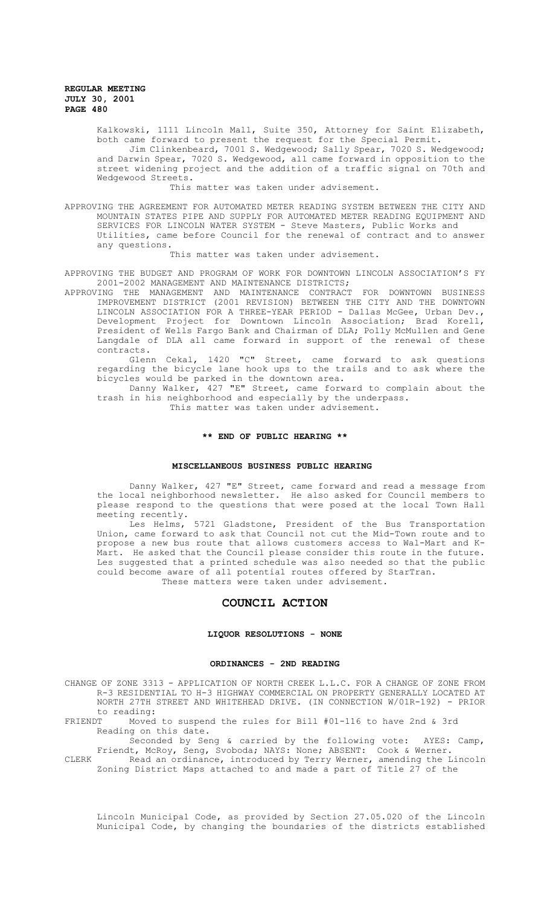Kalkowski, 1111 Lincoln Mall, Suite 350, Attorney for Saint Elizabeth, both came forward to present the request for the Special Permit.

Jim Clinkenbeard, 7001 S. Wedgewood; Sally Spear, 7020 S. Wedgewood; and Darwin Spear, 7020 S. Wedgewood, all came forward in opposition to the street widening project and the addition of a traffic signal on 70th and Wedgewood Streets.

This matter was taken under advisement.

APPROVING THE AGREEMENT FOR AUTOMATED METER READING SYSTEM BETWEEN THE CITY AND MOUNTAIN STATES PIPE AND SUPPLY FOR AUTOMATED METER READING EQUIPMENT AND SERVICES FOR LINCOLN WATER SYSTEM - Steve Masters, Public Works and Utilities, came before Council for the renewal of contract and to answer any questions.

This matter was taken under advisement.

APPROVING THE BUDGET AND PROGRAM OF WORK FOR DOWNTOWN LINCOLN ASSOCIATION'S FY 2001-2002 MANAGEMENT AND MAINTENANCE DISTRICTS;

APPROVING THE MANAGEMENT AND MAINTENANCE CONTRACT FOR DOWNTOWN BUSINESS IMPROVEMENT DISTRICT (2001 REVISION) BETWEEN THE CITY AND THE DOWNTOWN LINCOLN ASSOCIATION FOR A THREE-YEAR PERIOD - Dallas McGee, Urban Dev., Development Project for Downtown Lincoln Association; Brad Korell, President of Wells Fargo Bank and Chairman of DLA; Polly McMullen and Gene Langdale of DLA all came forward in support of the renewal of these contracts.

Glenn Cekal, 1420 "C" Street, came forward to ask questions regarding the bicycle lane hook ups to the trails and to ask where the bicycles would be parked in the downtown area.

Danny Walker, 427 "E" Street, came forward to complain about the trash in his neighborhood and especially by the underpass.

This matter was taken under advisement.

**\*\* END OF PUBLIC HEARING \*\***

## MISCELLANEOUS BUSINESS PUBLIC HEARING

Danny Walker, 427 "E" Street, came forward and read a message from the local neighborhood newsletter. He also asked for Council members to please respond to the questions that were posed at the local Town Hall meeting recently.

Les Helms, 5721 Gladstone, President of the Bus Transportation Union, came forward to ask that Council not cut the Mid-Town route and to propose a new bus route that allows customers access to Wal-Mart and K-Mart. He asked that the Council please consider this route in the future. Les suggested that a printed schedule was also needed so that the public could become aware of all potential routes offered by StarTran.

These matters were taken under advisement.

# COUNCIL ACTION

## LIQUOR RESOLUTIONS - NONE

## ORDINANCES - 2ND READING

CHANGE OF ZONE 3313 - APPLICATION OF NORTH CREEK L.L.C. FOR A CHANGE OF ZONE FROM R-3 RESIDENTIAL TO H-3 HIGHWAY COMMERCIAL ON PROPERTY GENERALLY LOCATED AT NORTH 27TH STREET AND WHITEHEAD DRIVE. (IN CONNECTION W/01R-192) - PRIOR to reading:

FRIENDT Moved to suspend the rules for Bill #01-116 to have 2nd & 3rd Reading on this date.

Seconded by Seng & carried by the following vote: AYES: Camp, Friendt, McRoy, Seng, Svoboda; NAYS: None; ABSENT: Cook & Werner.

CLERK Read an ordinance, introduced by Terry Werner, amending the Lincoln Zoning District Maps attached to and made a part of Title 27 of the Lincoln Municipal Code, as provided by Section 27.05.020 of the Lincoln Municipal Code, by changing the boundaries of the districts established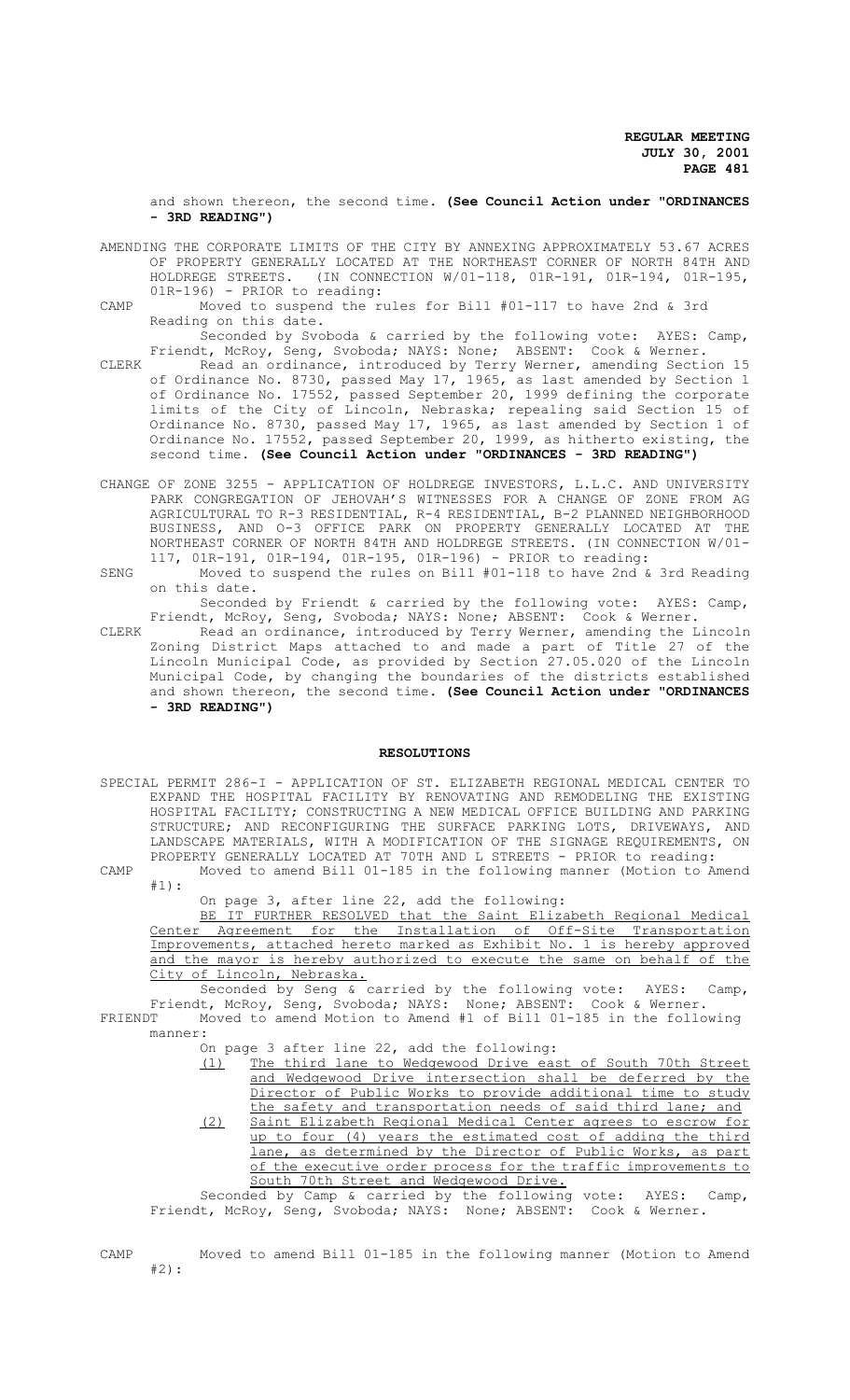and shown thereon, the second time. **(See Council Action under "ORDINANCES - 3RD READING")**

AMENDING THE CORPORATE LIMITS OF THE CITY BY ANNEXING APPROXIMATELY 53.67 ACRES OF PROPERTY GENERALLY LOCATED AT THE NORTHEAST CORNER OF NORTH 84TH AND HOLDREGE STREETS. (IN CONNECTION W/01-118, 01R-191, 01R-194, 01R-195, 01R-196) - PRIOR to reading:

CAMP Moved to suspend the rules for Bill #01-117 to have 2nd & 3rd Reading on this date.

Seconded by Svoboda & carried by the following vote: AYES: Camp, Friendt, McRoy, Seng, Svoboda; NAYS: None; ABSENT: Cook & Werner.

CLERK Read an ordinance, introduced by Terry Werner, amending Section 15 of Ordinance No. 8730, passed May 17, 1965, as last amended by Section 1 of Ordinance No. 17552, passed September 20, 1999 defining the corporate limits of the City of Lincoln, Nebraska; repealing said Section 15 of Ordinance No. 8730, passed May 17, 1965, as last amended by Section 1 of Ordinance No. 17552, passed September 20, 1999, as hitherto existing, the second time. **(See Council Action under "ORDINANCES - 3RD READING")**

CHANGE OF ZONE 3255 - APPLICATION OF HOLDREGE INVESTORS, L.L.C. AND UNIVERSITY PARK CONGREGATION OF JEHOVAH'S WITNESSES FOR A CHANGE OF ZONE FROM AG AGRICULTURAL TO R-3 RESIDENTIAL, R-4 RESIDENTIAL, B-2 PLANNED NEIGHBORHOOD BUSINESS, AND O-3 OFFICE PARK ON PROPERTY GENERALLY LOCATED AT THE NORTHEAST CORNER OF NORTH 84TH AND HOLDREGE STREETS. (IN CONNECTION W/01-117, 01R-191, 01R-194, 01R-195, 01R-196) - PRIOR to reading:

SENG Moved to suspend the rules on Bill #01-118 to have 2nd & 3rd Reading on this date.

Seconded by Friendt & carried by the following vote: AYES: Camp, Friendt, McRoy, Seng, Svoboda; NAYS: None; ABSENT: Cook & Werner.

CLERK Read an ordinance, introduced by Terry Werner, amending the Lincoln Zoning District Maps attached to and made a part of Title 27 of the Lincoln Municipal Code, as provided by Section 27.05.020 of the Lincoln Municipal Code, by changing the boundaries of the districts established and shown thereon, the second time. **(See Council Action under "ORDINANCES - 3RD READING")**

## RESOLUTIONS

SPECIAL PERMIT 286-I - APPLICATION OF ST. ELIZABETH REGIONAL MEDICAL CENTER TO EXPAND THE HOSPITAL FACILITY BY RENOVATING AND REMODELING THE EXISTING HOSPITAL FACILITY; CONSTRUCTING A NEW MEDICAL OFFICE BUILDING AND PARKING STRUCTURE; AND RECONFIGURING THE SURFACE PARKING LOTS, DRIVEWAYS, AND LANDSCAPE MATERIALS, WITH A MODIFICATION OF THE SIGNAGE REQUIREMENTS, ON PROPERTY GENERALLY LOCATED AT 70TH AND L STREETS - PRIOR to reading:

CAMP Moved to amend Bill 01-185 in the following manner (Motion to Amend #1):

On page 3, after line 22, add the following:

BE IT FURTHER RESOLVED that the Saint Elizabeth Regional Medical Center Agreement for the Installation of Off-Site Transportation Improvements, attached hereto marked as Exhibit No. 1 is hereby approved and the mayor is hereby authorized to execute the same on behalf of the City of Lincoln, Nebraska.

Seconded by Seng & carried by the following vote: AYES: Camp, Friendt, McRoy, Seng, Svoboda; NAYS: None; ABSENT: Cook & Werner.

FRIENDT Moved to amend Motion to Amend #1 of Bill 01-185 in the following manner:

On page 3 after line 22, add the following:

(1) The third lane to Wedgewood Drive east of South 70th Street and Wedgewood Drive intersection shall be deferred by the Director of Public Works to provide additional time to study the safety and transportation needs of said third lane; and

(2) Saint Elizabeth Regional Medical Center agrees to escrow for up to four (4) years the estimated cost of adding the third lane, as determined by the Director of Public Works, as part of the executive order process for the traffic improvements to South 70th Street and Wedgewood Drive.

Seconded by Camp & carried by the following vote: AYES: Camp, Friendt, McRoy, Seng, Svoboda; NAYS: None; ABSENT: Cook & Werner.

CAMP Moved to amend Bill 01-185 in the following manner (Motion to Amend #2):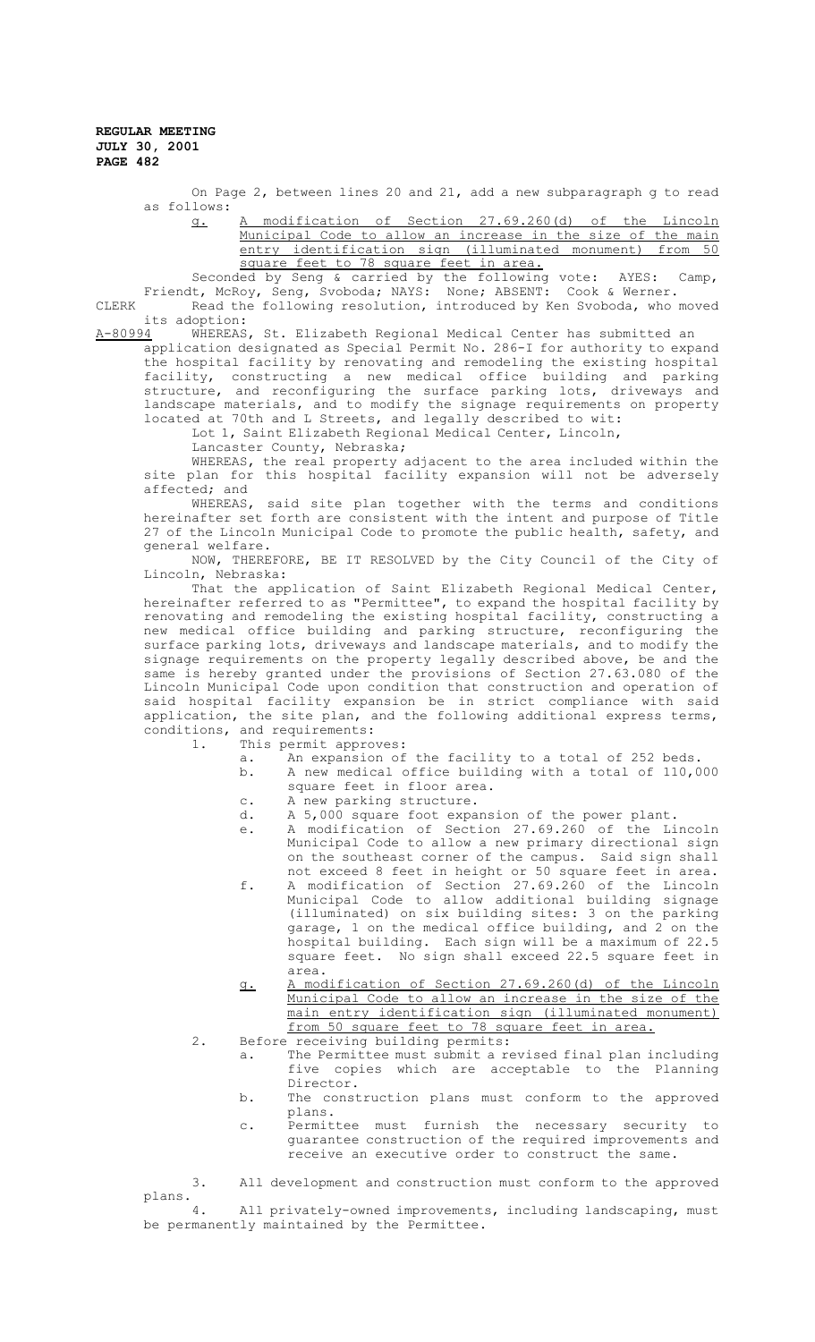On Page 2, between lines 20 and 21, add a new subparagraph g to read as follows:

g. A modification of Section 27.69.260(d) of the Lincoln Municipal Code to allow an increase in the size of the main entry identification sign (illuminated monument) from 50 square feet to 78 square feet in area.

Seconded by Seng & carried by the following vote: AYES: Camp, Friendt, McRoy, Seng, Svoboda; NAYS: None; ABSENT: Cook & Werner.

CLERK Read the following resolution, introduced by Ken Svoboda, who moved its adoption:

A-80994 WHEREAS, St. Elizabeth Regional Medical Center has submitted an application designated as Special Permit No. 286-I for authority to expand the hospital facility by renovating and remodeling the existing hospital facility, constructing a new medical office building and parking structure, and reconfiguring the surface parking lots, driveways and landscape materials, and to modify the signage requirements on property located at 70th and L Streets, and legally described to wit:

Lot 1, Saint Elizabeth Regional Medical Center, Lincoln, Lancaster County, Nebraska;

WHEREAS, the real property adjacent to the area included within the site plan for this hospital facility expansion will not be adversely affected; and

WHEREAS, said site plan together with the terms and conditions hereinafter set forth are consistent with the intent and purpose of Title 27 of the Lincoln Municipal Code to promote the public health, safety, and general welfare.

NOW, THEREFORE, BE IT RESOLVED by the City Council of the City of Lincoln, Nebraska:

That the application of Saint Elizabeth Regional Medical Center, hereinafter referred to as "Permittee", to expand the hospital facility by renovating and remodeling the existing hospital facility, constructing a new medical office building and parking structure, reconfiguring the surface parking lots, driveways and landscape materials, and to modify the signage requirements on the property legally described above, be and the same is hereby granted under the provisions of Section 27.63.080 of the Lincoln Municipal Code upon condition that construction and operation of said hospital facility expansion be in strict compliance with said application, the site plan, and the following additional express terms, conditions, and requirements:

1. This permit approves:
   a. An expansion of the facility to a total of 252 beds.
   b. A new medical office building with a total of 110,000 square feet in floor area.
   c. A new parking structure.
   d. A 5,000 square foot expansion of the power plant.
   e. A modification of Section 27.69.260 of the Lincoln Municipal Code to allow a new primary directional sign on the southeast corner of the campus. Said sign shall not exceed 8 feet in height or 50 square feet in area.
   f. A modification of Section 27.69.260 of the Lincoln Municipal Code to allow additional building signage (illuminated) on six building sites: 3 on the parking garage, 1 on the medical office building, and 2 on the hospital building. Each sign will be a maximum of 22.5 square feet. No sign shall exceed 22.5 square feet in area.
   g. A modification of Section 27.69.260(d) of the Lincoln Municipal Code to allow an increase in the size of the main entry identification sign (illuminated monument) from 50 square feet to 78 square feet in area.
2. Before receiving building permits:
   a. The Permittee must submit a revised final plan including five copies which are acceptable to the Planning Director.
   b. The construction plans must conform to the approved plans.
   c. Permittee must furnish the necessary security to guarantee construction of the required improvements and receive an executive order to construct the same.
3. All development and construction must conform to the approved plans.
4. All privately-owned improvements, including landscaping, must be permanently maintained by the Permittee.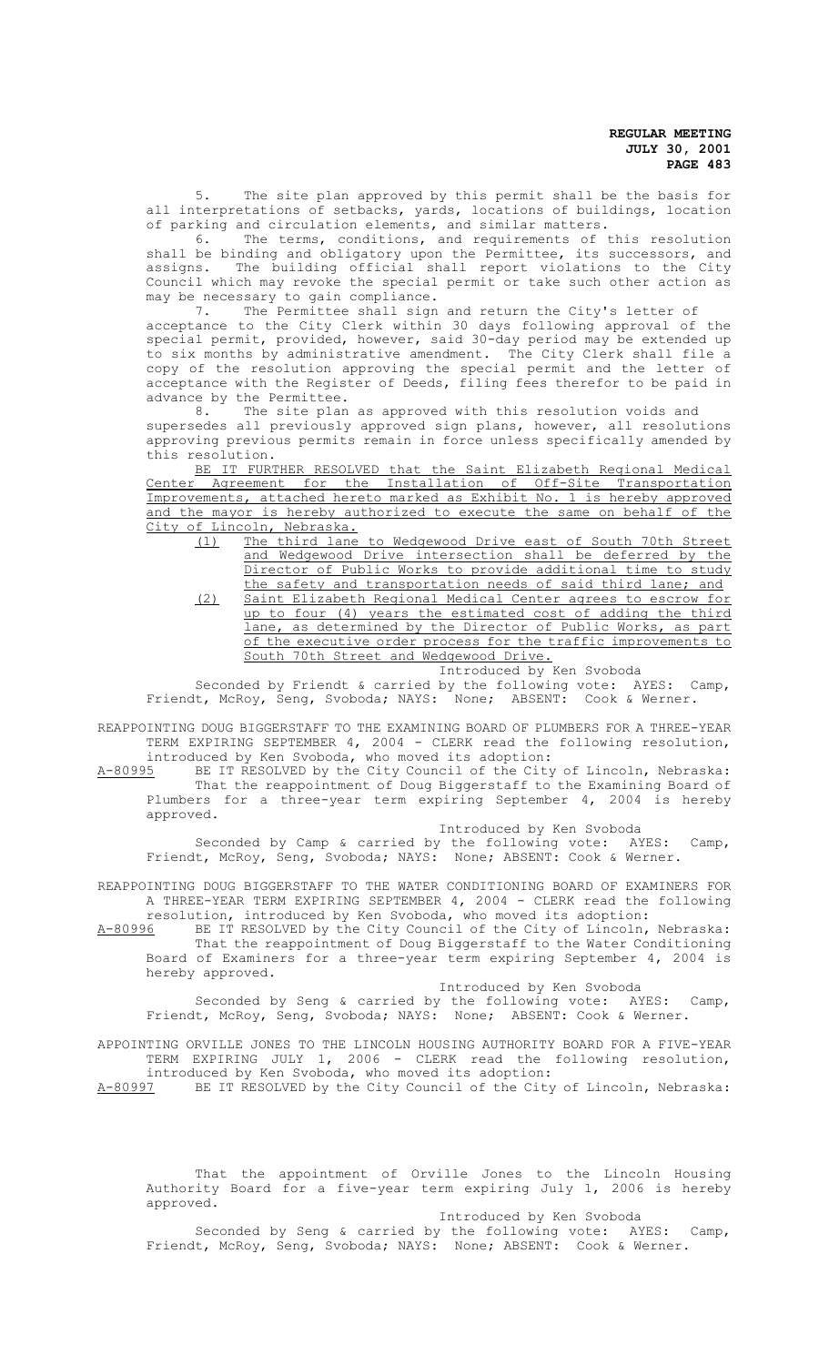5. The site plan approved by this permit shall be the basis for all interpretations of setbacks, yards, locations of buildings, location of parking and circulation elements, and similar matters.

6. The terms, conditions, and requirements of this resolution shall be binding and obligatory upon the Permittee, its successors, and assigns. The building official shall report violations to the City Council which may revoke the special permit or take such other action as may be necessary to gain compliance.

7. The Permittee shall sign and return the City's letter of acceptance to the City Clerk within 30 days following approval of the special permit, provided, however, said 30-day period may be extended up to six months by administrative amendment. The City Clerk shall file a copy of the resolution approving the special permit and the letter of acceptance with the Register of Deeds, filing fees therefor to be paid in advance by the Permittee.

8. The site plan as approved with this resolution voids and supersedes all previously approved sign plans, however, all resolutions approving previous permits remain in force unless specifically amended by this resolution.

BE IT FURTHER RESOLVED that the Saint Elizabeth Regional Medical Center Agreement for the Installation of Off-Site Transportation Improvements, attached hereto marked as Exhibit No. 1 is hereby approved and the mayor is hereby authorized to execute the same on behalf of the City of Lincoln, Nebraska.

(1) The third lane to Wedgewood Drive east of South 70th Street and Wedgewood Drive intersection shall be deferred by the Director of Public Works to provide additional time to study the safety and transportation needs of said third lane; and

(2) Saint Elizabeth Regional Medical Center agrees to escrow for up to four (4) years the estimated cost of adding the third lane, as determined by the Director of Public Works, as part of the executive order process for the traffic improvements to South 70th Street and Wedgewood Drive.

Introduced by Ken Svoboda

Seconded by Friendt & carried by the following vote: AYES: Camp, Friendt, McRoy, Seng, Svoboda; NAYS: None; ABSENT: Cook & Werner.

REAPPOINTING DOUG BIGGERSTAFF TO THE EXAMINING BOARD OF PLUMBERS FOR A THREE-YEAR TERM EXPIRING SEPTEMBER 4, 2004 - CLERK read the following resolution, introduced by Ken Svoboda, who moved its adoption:

A-80995 BE IT RESOLVED by the City Council of the City of Lincoln, Nebraska: That the reappointment of Doug Biggerstaff to the Examining Board of Plumbers for a three-year term expiring September 4, 2004 is hereby approved.

Introduced by Ken Svoboda

Seconded by Camp & carried by the following vote: AYES: Camp, Friendt, McRoy, Seng, Svoboda; NAYS: None; ABSENT: Cook & Werner.

REAPPOINTING DOUG BIGGERSTAFF TO THE WATER CONDITIONING BOARD OF EXAMINERS FOR A THREE-YEAR TERM EXPIRING SEPTEMBER 4, 2004 - CLERK read the following resolution, introduced by Ken Svoboda, who moved its adoption:

A-80996 BE IT RESOLVED by the City Council of the City of Lincoln, Nebraska: That the reappointment of Doug Biggerstaff to the Water Conditioning Board of Examiners for a three-year term expiring September 4, 2004 is hereby approved.

Introduced by Ken Svoboda

Seconded by Seng & carried by the following vote: AYES: Camp, Friendt, McRoy, Seng, Svoboda; NAYS: None; ABSENT: Cook & Werner.

APPOINTING ORVILLE JONES TO THE LINCOLN HOUSING AUTHORITY BOARD FOR A FIVE-YEAR TERM EXPIRING JULY 1, 2006 - CLERK read the following resolution, introduced by Ken Svoboda, who moved its adoption:

A-80997 BE IT RESOLVED by the City Council of the City of Lincoln, Nebraska: That the appointment of Orville Jones to the Lincoln Housing Authority Board for a five-year term expiring July 1, 2006 is hereby approved.

Introduced by Ken Svoboda

Seconded by Seng & carried by the following vote: AYES: Camp, Friendt, McRoy, Seng, Svoboda; NAYS: None; ABSENT: Cook & Werner.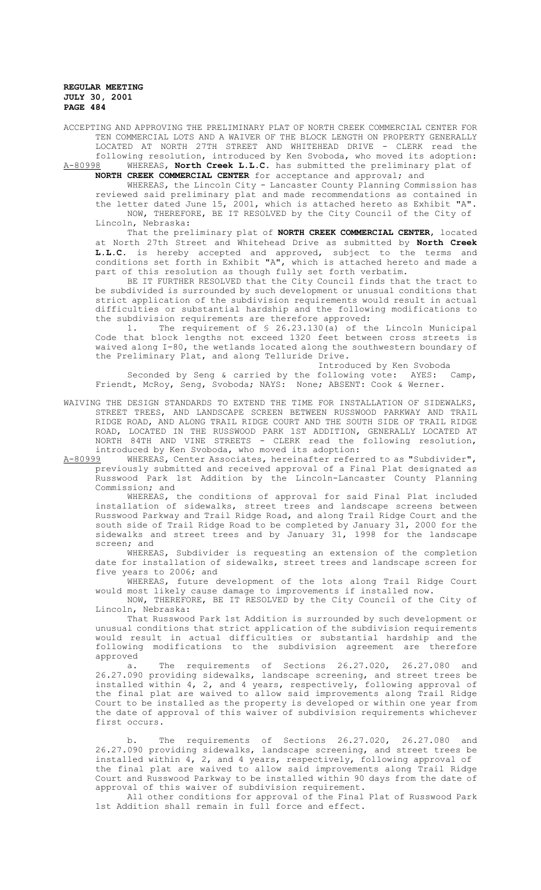ACCEPTING AND APPROVING THE PRELIMINARY PLAT OF NORTH CREEK COMMERCIAL CENTER FOR TEN COMMERCIAL LOTS AND A WAIVER OF THE BLOCK LENGTH ON PROPERTY GENERALLY LOCATED AT NORTH 27TH STREET AND WHITEHEAD DRIVE - CLERK read the following resolution, introduced by Ken Svoboda, who moved its adoption:

A-80998 WHEREAS, **North Creek L.L.C.** has submitted the preliminary plat of **NORTH CREEK COMMERCIAL CENTER** for acceptance and approval; and

WHEREAS, the Lincoln City - Lancaster County Planning Commission has reviewed said preliminary plat and made recommendations as contained in the letter dated June 15, 2001, which is attached hereto as Exhibit "A".

NOW, THEREFORE, BE IT RESOLVED by the City Council of the City of Lincoln, Nebraska:

That the preliminary plat of **NORTH CREEK COMMERCIAL CENTER**, located at North 27th Street and Whitehead Drive as submitted by **North Creek L.L.C.** is hereby accepted and approved, subject to the terms and conditions set forth in Exhibit "A", which is attached hereto and made a part of this resolution as though fully set forth verbatim.

BE IT FURTHER RESOLVED that the City Council finds that the tract to be subdivided is surrounded by such development or unusual conditions that strict application of the subdivision requirements would result in actual difficulties or substantial hardship and the following modifications to the subdivision requirements are therefore approved:

1. The requirement of § 26.23.130(a) of the Lincoln Municipal Code that block lengths not exceed 1320 feet between cross streets is waived along I-80, the wetlands located along the southwestern boundary of the Preliminary Plat, and along Telluride Drive.

Introduced by Ken Svoboda

Seconded by Seng & carried by the following vote: AYES: Camp, Friendt, McRoy, Seng, Svoboda; NAYS: None; ABSENT: Cook & Werner.

WAIVING THE DESIGN STANDARDS TO EXTEND THE TIME FOR INSTALLATION OF SIDEWALKS, STREET TREES, AND LANDSCAPE SCREEN BETWEEN RUSSWOOD PARKWAY AND TRAIL RIDGE ROAD, AND ALONG TRAIL RIDGE COURT AND THE SOUTH SIDE OF TRAIL RIDGE ROAD, LOCATED IN THE RUSSWOOD PARK 1ST ADDITION, GENERALLY LOCATED AT NORTH 84TH AND VINE STREETS - CLERK read the following resolution, introduced by Ken Svoboda, who moved its adoption:

A-80999 WHEREAS, Center Associates, hereinafter referred to as "Subdivider", previously submitted and received approval of a Final Plat designated as Russwood Park 1st Addition by the Lincoln-Lancaster County Planning Commission; and

WHEREAS, the conditions of approval for said Final Plat included installation of sidewalks, street trees and landscape screens between Russwood Parkway and Trail Ridge Road, and along Trail Ridge Court and the south side of Trail Ridge Road to be completed by January 31, 2000 for the sidewalks and street trees and by January 31, 1998 for the landscape screen; and

WHEREAS, Subdivider is requesting an extension of the completion date for installation of sidewalks, street trees and landscape screen for five years to 2006; and

WHEREAS, future development of the lots along Trail Ridge Court would most likely cause damage to improvements if installed now.

NOW, THEREFORE, BE IT RESOLVED by the City Council of the City of Lincoln, Nebraska:

That Russwood Park 1st Addition is surrounded by such development or unusual conditions that strict application of the subdivision requirements would result in actual difficulties or substantial hardship and the following modifications to the subdivision agreement are therefore approved

a. The requirements of Sections 26.27.020, 26.27.080 and 26.27.090 providing sidewalks, landscape screening, and street trees be installed within 4, 2, and 4 years, respectively, following approval of the final plat are waived to allow said improvements along Trail Ridge Court to be installed as the property is developed or within one year from the date of approval of this waiver of subdivision requirements whichever first occurs.

b. The requirements of Sections 26.27.020, 26.27.080 and 26.27.090 providing sidewalks, landscape screening, and street trees be installed within 4, 2, and 4 years, respectively, following approval of the final plat are waived to allow said improvements along Trail Ridge Court and Russwood Parkway to be installed within 90 days from the date of approval of this waiver of subdivision requirement.

All other conditions for approval of the Final Plat of Russwood Park 1st Addition shall remain in full force and effect.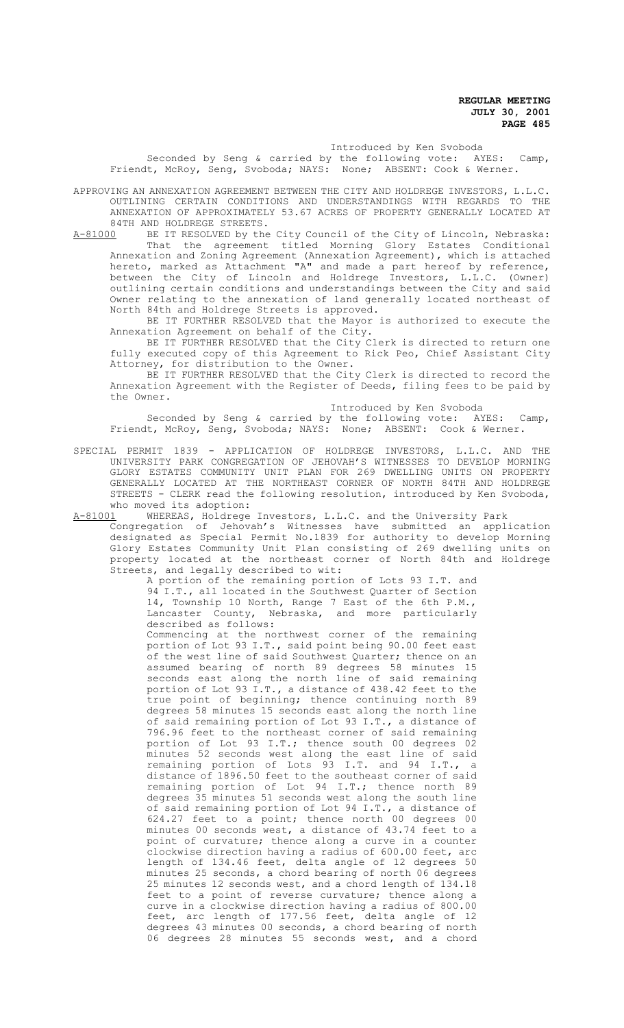Introduced by Ken Svoboda

Seconded by Seng & carried by the following vote: AYES: Camp, Friendt, McRoy, Seng, Svoboda; NAYS: None; ABSENT: Cook & Werner.

APPROVING AN ANNEXATION AGREEMENT BETWEEN THE CITY AND HOLDREGE INVESTORS, L.L.C. OUTLINING CERTAIN CONDITIONS AND UNDERSTANDINGS WITH REGARDS TO THE ANNEXATION OF APPROXIMATELY 53.67 ACRES OF PROPERTY GENERALLY LOCATED AT 84TH AND HOLDREGE STREETS.

A-81000 BE IT RESOLVED by the City Council of the City of Lincoln, Nebraska:

That the agreement titled Morning Glory Estates Conditional Annexation and Zoning Agreement (Annexation Agreement), which is attached hereto, marked as Attachment "A" and made a part hereof by reference, between the City of Lincoln and Holdrege Investors, L.L.C. (Owner) outlining certain conditions and understandings between the City and said Owner relating to the annexation of land generally located northeast of North 84th and Holdrege Streets is approved.

BE IT FURTHER RESOLVED that the Mayor is authorized to execute the Annexation Agreement on behalf of the City.

BE IT FURTHER RESOLVED that the City Clerk is directed to return one fully executed copy of this Agreement to Rick Peo, Chief Assistant City Attorney, for distribution to the Owner.

BE IT FURTHER RESOLVED that the City Clerk is directed to record the Annexation Agreement with the Register of Deeds, filing fees to be paid by the Owner.

Introduced by Ken Svoboda

Seconded by Seng & carried by the following vote: AYES: Camp, Friendt, McRoy, Seng, Svoboda; NAYS: None; ABSENT: Cook & Werner.

SPECIAL PERMIT 1839 - APPLICATION OF HOLDREGE INVESTORS, L.L.C. AND THE UNIVERSITY PARK CONGREGATION OF JEHOVAH'S WITNESSES TO DEVELOP MORNING GLORY ESTATES COMMUNITY UNIT PLAN FOR 269 DWELLING UNITS ON PROPERTY GENERALLY LOCATED AT THE NORTHEAST CORNER OF NORTH 84TH AND HOLDREGE STREETS - CLERK read the following resolution, introduced by Ken Svoboda, who moved its adoption:

A-81001 WHEREAS, Holdrege Investors, L.L.C. and the University Park Congregation of Jehovah's Witnesses have submitted an application designated as Special Permit No.1839 for authority to develop Morning Glory Estates Community Unit Plan consisting of 269 dwelling units on property located at the northeast corner of North 84th and Holdrege Streets, and legally described to wit:

A portion of the remaining portion of Lots 93 I.T. and 94 I.T., all located in the Southwest Quarter of Section 14, Township 10 North, Range 7 East of the 6th P.M., Lancaster County, Nebraska, and more particularly described as follows:

Commencing at the northwest corner of the remaining portion of Lot 93 I.T., said point being 90.00 feet east of the west line of said Southwest Quarter; thence on an assumed bearing of north 89 degrees 58 minutes 15 seconds east along the north line of said remaining portion of Lot 93 I.T., a distance of 438.42 feet to the true point of beginning; thence continuing north 89 degrees 58 minutes 15 seconds east along the north line of said remaining portion of Lot 93 I.T., a distance of 796.96 feet to the northeast corner of said remaining portion of Lot 93 I.T.; thence south 00 degrees 02 minutes 52 seconds west along the east line of said remaining portion of Lots 93 I.T. and 94 I.T., a distance of 1896.50 feet to the southeast corner of said remaining portion of Lot 94 I.T.; thence north 89 degrees 35 minutes 51 seconds west along the south line of said remaining portion of Lot 94 I.T., a distance of 624.27 feet to a point; thence north 00 degrees 00 minutes 00 seconds west, a distance of 43.74 feet to a point of curvature; thence along a curve in a counter clockwise direction having a radius of 600.00 feet, arc length of 134.46 feet, delta angle of 12 degrees 50 minutes 25 seconds, a chord bearing of north 06 degrees 25 minutes 12 seconds west, and a chord length of 134.18 feet to a point of reverse curvature; thence along a curve in a clockwise direction having a radius of 800.00 feet, arc length of 177.56 feet, delta angle of 12 degrees 43 minutes 00 seconds, a chord bearing of north 06 degrees 28 minutes 55 seconds west, and a chord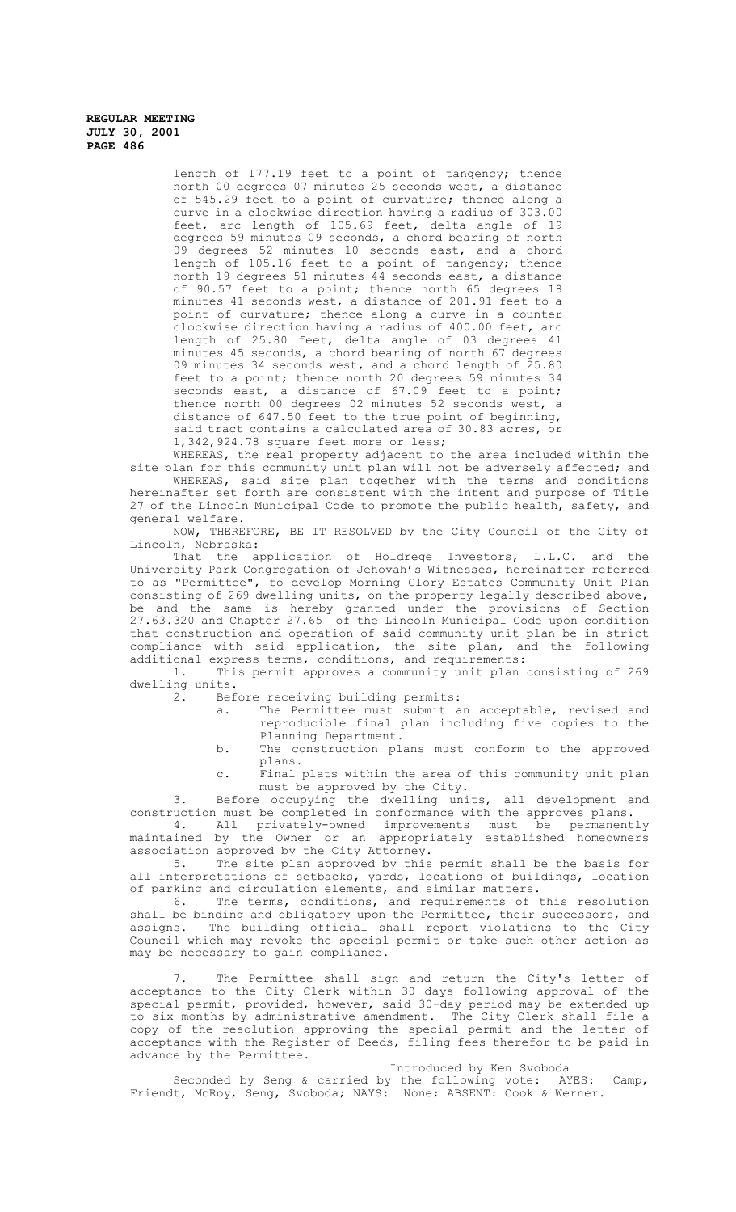length of 177.19 feet to a point of tangency; thence north 00 degrees 07 minutes 25 seconds west, a distance of 545.29 feet to a point of curvature; thence along a curve in a clockwise direction having a radius of 303.00 feet, arc length of 105.69 feet, delta angle of 19 degrees 59 minutes 09 seconds, a chord bearing of north 09 degrees 52 minutes 10 seconds east, and a chord length of 105.16 feet to a point of tangency; thence north 19 degrees 51 minutes 44 seconds east, a distance of 90.57 feet to a point; thence north 65 degrees 18 minutes 41 seconds west, a distance of 201.91 feet to a point of curvature; thence along a curve in a counter clockwise direction having a radius of 400.00 feet, arc length of 25.80 feet, delta angle of 03 degrees 41 minutes 45 seconds, a chord bearing of north 67 degrees 09 minutes 34 seconds west, and a chord length of 25.80 feet to a point; thence north 20 degrees 59 minutes 34 seconds east, a distance of 67.09 feet to a point; thence north 00 degrees 02 minutes 52 seconds west, a distance of 647.50 feet to the true point of beginning, said tract contains a calculated area of 30.83 acres, or 1,342,924.78 square feet more or less;

WHEREAS, the real property adjacent to the area included within the site plan for this community unit plan will not be adversely affected; and

WHEREAS, said site plan together with the terms and conditions hereinafter set forth are consistent with the intent and purpose of Title 27 of the Lincoln Municipal Code to promote the public health, safety, and general welfare.

NOW, THEREFORE, BE IT RESOLVED by the City Council of the City of Lincoln, Nebraska:

That the application of Holdrege Investors, L.L.C. and the University Park Congregation of Jehovah's Witnesses, hereinafter referred to as "Permittee", to develop Morning Glory Estates Community Unit Plan consisting of 269 dwelling units, on the property legally described above, be and the same is hereby granted under the provisions of Section 27.63.320 and Chapter 27.65 of the Lincoln Municipal Code upon condition that construction and operation of said community unit plan be in strict compliance with said application, the site plan, and the following additional express terms, conditions, and requirements:

1. This permit approves a community unit plan consisting of 269 dwelling units.
2. Before receiving building permits:
   a. The Permittee must submit an acceptable, revised and reproducible final plan including five copies to the Planning Department.
   b. The construction plans must conform to the approved plans.
   c. Final plats within the area of this community unit plan must be approved by the City.
3. Before occupying the dwelling units, all development and construction must be completed in conformance with the approves plans.
4. All privately-owned improvements must be permanently maintained by the Owner or an appropriately established homeowners association approved by the City Attorney.
5. The site plan approved by this permit shall be the basis for all interpretations of setbacks, yards, locations of buildings, location of parking and circulation elements, and similar matters.
6. The terms, conditions, and requirements of this resolution shall be binding and obligatory upon the Permittee, their successors, and assigns. The building official shall report violations to the City Council which may revoke the special permit or take such other action as may be necessary to gain compliance.
7. The Permittee shall sign and return the City's letter of acceptance to the City Clerk within 30 days following approval of the special permit, provided, however, said 30-day period may be extended up to six months by administrative amendment. The City Clerk shall file a copy of the resolution approving the special permit and the letter of acceptance with the Register of Deeds, filing fees therefor to be paid in advance by the Permittee.

Introduced by Ken Svoboda

Seconded by Seng & carried by the following vote: AYES: Camp, Friendt, McRoy, Seng, Svoboda; NAYS: None; ABSENT: Cook & Werner.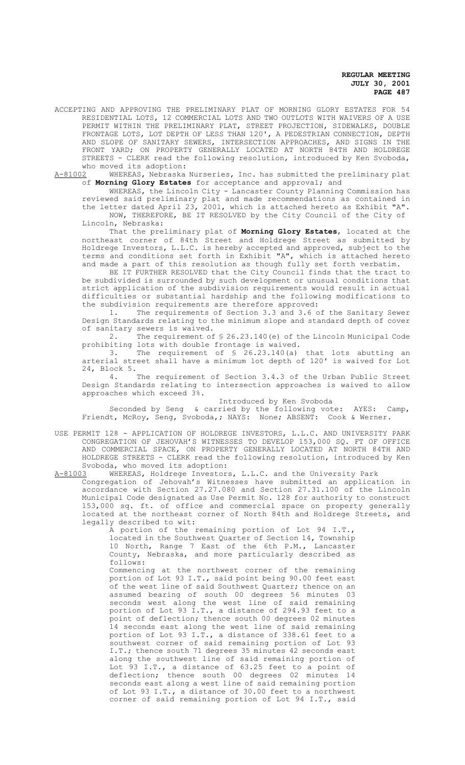ACCEPTING AND APPROVING THE PRELIMINARY PLAT OF MORNING GLORY ESTATES FOR 54 RESIDENTIAL LOTS, 12 COMMERCIAL LOTS AND TWO OUTLOTS WITH WAIVERS OF A USE PERMIT WITHIN THE PRELIMINARY PLAT, STREET PROJECTION, SIDEWALKS, DOUBLE FRONTAGE LOTS, LOT DEPTH OF LESS THAN 120', A PEDESTRIAN CONNECTION, DEPTH AND SLOPE OF SANITARY SEWERS, INTERSECTION APPROACHES, AND SIGNS IN THE FRONT YARD; ON PROPERTY GENERALLY LOCATED AT NORTH 84TH AND HOLDREGE STREETS - CLERK read the following resolution, introduced by Ken Svoboda, who moved its adoption:

A-81002 WHEREAS, Nebraska Nurseries, Inc. has submitted the preliminary plat of **Morning Glory Estates** for acceptance and approval; and

WHEREAS, the Lincoln City - Lancaster County Planning Commission has reviewed said preliminary plat and made recommendations as contained in the letter dated April 23, 2001, which is attached hereto as Exhibit "A".

NOW, THEREFORE, BE IT RESOLVED by the City Council of the City of Lincoln, Nebraska:

That the preliminary plat of **Morning Glory Estates**, located at the northeast corner of 84th Street and Holdrege Street as submitted by Holdrege Investors, L.L.C. is hereby accepted and approved, subject to the terms and conditions set forth in Exhibit "A", which is attached hereto and made a part of this resolution as though fully set forth verbatim.

BE IT FURTHER RESOLVED that the City Council finds that the tract to be subdivided is surrounded by such development or unusual conditions that strict application of the subdivision requirements would result in actual difficulties or substantial hardship and the following modifications to the subdivision requirements are therefore approved:

1. The requirements of Section 3.3 and 3.6 of the Sanitary Sewer Design Standards relating to the minimum slope and standard depth of cover of sanitary sewers is waived.
2. The requirement of § 26.23.140(e) of the Lincoln Municipal Code prohibiting lots with double frontage is waived.
3. The requirement of § 26.23.140(a) that lots abutting an arterial street shall have a minimum lot depth of 120' is waived for Lot 24, Block 5.
4. The requirement of Section 3.4.3 of the Urban Public Street Design Standards relating to intersection approaches is waived to allow approaches which exceed 3%.

Introduced by Ken Svoboda

Seconded by Seng & carried by the following vote: AYES: Camp, Friendt, McRoy, Seng, Svoboda,; NAYS: None; ABSENT: Cook & Werner.

USE PERMIT 128 - APPLICATION OF HOLDREGE INVESTORS, L.L.C. AND UNIVERSITY PARK CONGREGATION OF JEHOVAH'S WITNESSES TO DEVELOP 153,000 SQ. FT OF OFFICE AND COMMERCIAL SPACE, ON PROPERTY GENERALLY LOCATED AT NORTH 84TH AND HOLDREGE STREETS - CLERK read the following resolution, introduced by Ken Svoboda, who moved its adoption:

A-81003 WHEREAS, Holdrege Investors, L.L.C. and the University Park Congregation of Jehovah's Witnesses have submitted an application in accordance with Section 27.27.080 and Section 27.31.100 of the Lincoln Municipal Code designated as Use Permit No. 128 for authority to construct 153,000 sq. ft. of office and commercial space on property generally located at the northeast corner of North 84th and Holdrege Streets, and legally described to wit:

A portion of the remaining portion of Lot 94 I.T., located in the Southwest Quarter of Section 14, Township 10 North, Range 7 East of the 6th P.M., Lancaster County, Nebraska, and more particularly described as follows:

Commencing at the northwest corner of the remaining portion of Lot 93 I.T., said point being 90.00 feet east of the west line of said Southwest Quarter; thence on an assumed bearing of south 00 degrees 56 minutes 03 seconds west along the west line of said remaining portion of Lot 93 I.T., a distance of 294.93 feet to a point of deflection; thence south 00 degrees 02 minutes 14 seconds east along the west line of said remaining portion of Lot 93 I.T., a distance of 338.61 feet to a southwest corner of said remaining portion of Lot 93 I.T.; thence south 71 degrees 35 minutes 42 seconds east along the southwest line of said remaining portion of Lot 93 I.T., a distance of 63.25 feet to a point of deflection; thence south 00 degrees 02 minutes 14 seconds east along a west line of said remaining portion of Lot 93 I.T., a distance of 30.00 feet to a northwest corner of said remaining portion of Lot 94 I.T., said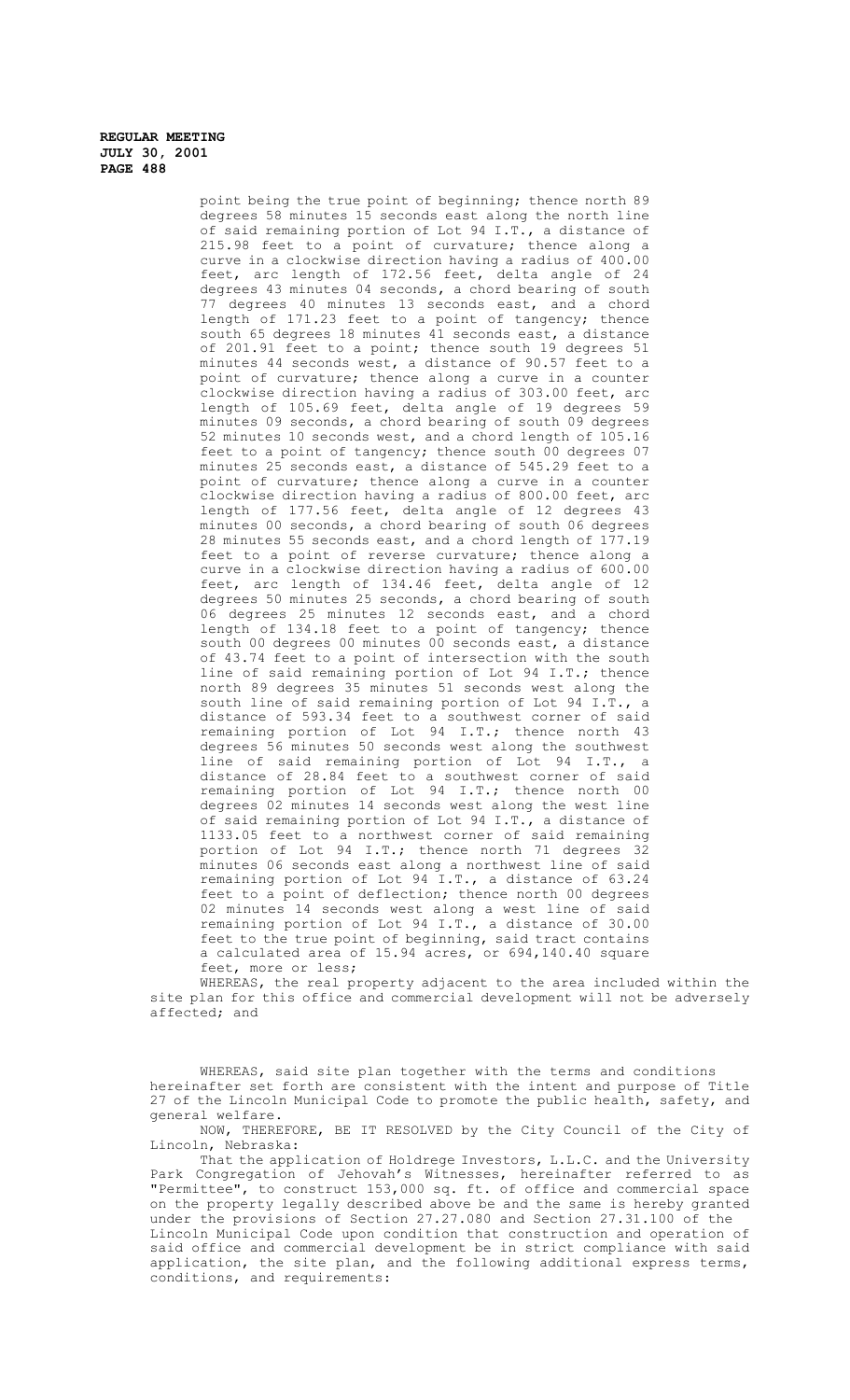point being the true point of beginning; thence north 89 degrees 58 minutes 15 seconds east along the north line of said remaining portion of Lot 94 I.T., a distance of 215.98 feet to a point of curvature; thence along a curve in a clockwise direction having a radius of 400.00 feet, arc length of 172.56 feet, delta angle of 24 degrees 43 minutes 04 seconds, a chord bearing of south 77 degrees 40 minutes 13 seconds east, and a chord length of 171.23 feet to a point of tangency; thence south 65 degrees 18 minutes 41 seconds east, a distance of 201.91 feet to a point; thence south 19 degrees 51 minutes 44 seconds west, a distance of 90.57 feet to a point of curvature; thence along a curve in a counter clockwise direction having a radius of 303.00 feet, arc length of 105.69 feet, delta angle of 19 degrees 59 minutes 09 seconds, a chord bearing of south 09 degrees 52 minutes 10 seconds west, and a chord length of 105.16 feet to a point of tangency; thence south 00 degrees 07 minutes 25 seconds east, a distance of 545.29 feet to a point of curvature; thence along a curve in a counter clockwise direction having a radius of 800.00 feet, arc length of 177.56 feet, delta angle of 12 degrees 43 minutes 00 seconds, a chord bearing of south 06 degrees 28 minutes 55 seconds east, and a chord length of 177.19 feet to a point of reverse curvature; thence along a curve in a clockwise direction having a radius of 600.00 feet, arc length of 134.46 feet, delta angle of 12 degrees 50 minutes 25 seconds, a chord bearing of south 06 degrees 25 minutes 12 seconds east, and a chord length of 134.18 feet to a point of tangency; thence south 00 degrees 00 minutes 00 seconds east, a distance of 43.74 feet to a point of intersection with the south line of said remaining portion of Lot 94 I.T.; thence north 89 degrees 35 minutes 51 seconds west along the south line of said remaining portion of Lot 94 I.T., a distance of 593.34 feet to a southwest corner of said remaining portion of Lot 94 I.T.; thence north 43 degrees 56 minutes 50 seconds west along the southwest line of said remaining portion of Lot 94 I.T., a distance of 28.84 feet to a southwest corner of said remaining portion of Lot 94 I.T.; thence north 00 degrees 02 minutes 14 seconds west along the west line of said remaining portion of Lot 94 I.T., a distance of 1133.05 feet to a northwest corner of said remaining portion of Lot 94 I.T.; thence north 71 degrees 32 minutes 06 seconds east along a northwest line of said remaining portion of Lot 94 I.T., a distance of 63.24 feet to a point of deflection; thence north 00 degrees 02 minutes 14 seconds west along a west line of said remaining portion of Lot 94 I.T., a distance of 30.00 feet to the true point of beginning, said tract contains a calculated area of 15.94 acres, or 694,140.40 square feet, more or less;

WHEREAS, the real property adjacent to the area included within the site plan for this office and commercial development will not be adversely affected; and

WHEREAS, said site plan together with the terms and conditions hereinafter set forth are consistent with the intent and purpose of Title 27 of the Lincoln Municipal Code to promote the public health, safety, and general welfare.

NOW, THEREFORE, BE IT RESOLVED by the City Council of the City of Lincoln, Nebraska:

That the application of Holdrege Investors, L.L.C. and the University Park Congregation of Jehovah's Witnesses, hereinafter referred to as "Permittee", to construct 153,000 sq. ft. of office and commercial space on the property legally described above be and the same is hereby granted under the provisions of Section 27.27.080 and Section 27.31.100 of the Lincoln Municipal Code upon condition that construction and operation of said office and commercial development be in strict compliance with said application, the site plan, and the following additional express terms, conditions, and requirements: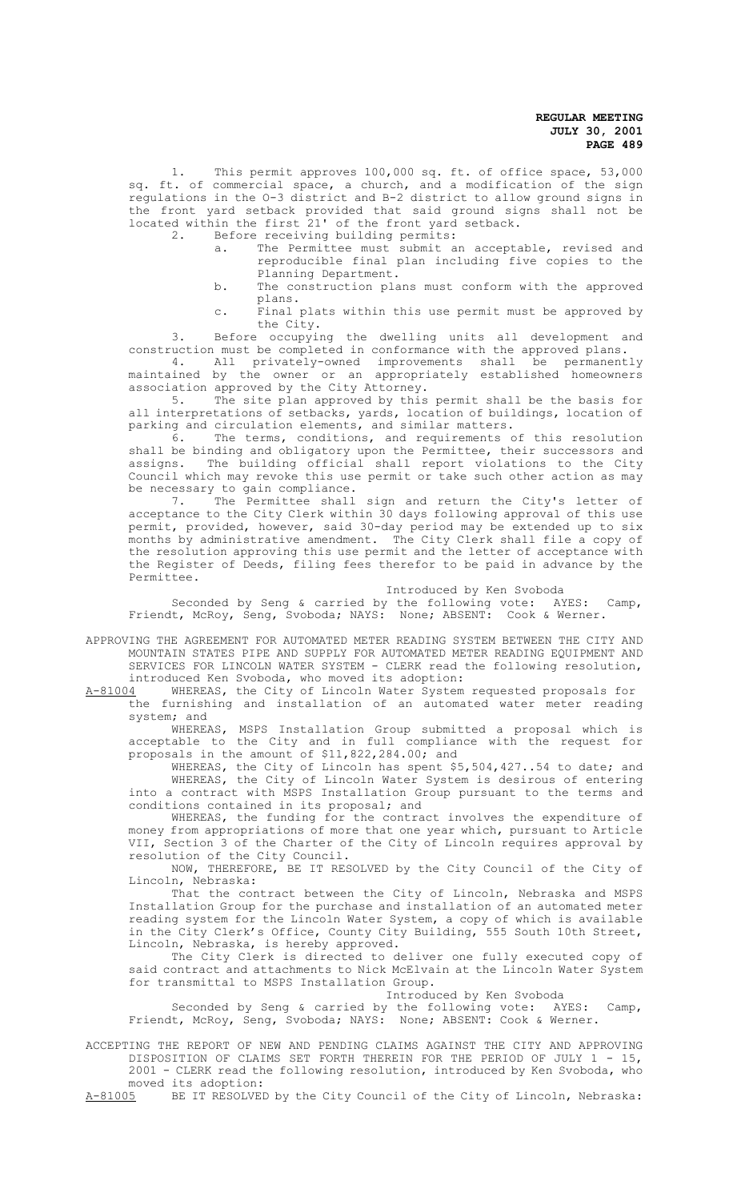1. This permit approves 100,000 sq. ft. of office space, 53,000 sq. ft. of commercial space, a church, and a modification of the sign regulations in the O-3 district and B-2 district to allow ground signs in the front yard setback provided that said ground signs shall not be located within the first 21' of the front yard setback.

2. Before receiving building permits:

   a. The Permittee must submit an acceptable, revised and reproducible final plan including five copies to the Planning Department.

   b. The construction plans must conform with the approved plans.

   c. Final plats within this use permit must be approved by the City.

3. Before occupying the dwelling units all development and construction must be completed in conformance with the approved plans.

4. All privately-owned improvements shall be permanently maintained by the owner or an appropriately established homeowners association approved by the City Attorney.

5. The site plan approved by this permit shall be the basis for all interpretations of setbacks, yards, location of buildings, location of parking and circulation elements, and similar matters.

6. The terms, conditions, and requirements of this resolution shall be binding and obligatory upon the Permittee, their successors and assigns. The building official shall report violations to the City Council which may revoke this use permit or take such other action as may be necessary to gain compliance.

7. The Permittee shall sign and return the City's letter of acceptance to the City Clerk within 30 days following approval of this use permit, provided, however, said 30-day period may be extended up to six months by administrative amendment. The City Clerk shall file a copy of the resolution approving this use permit and the letter of acceptance with the Register of Deeds, filing fees therefor to be paid in advance by the Permittee.

Introduced by Ken Svoboda

Seconded by Seng & carried by the following vote: AYES: Camp, Friendt, McRoy, Seng, Svoboda; NAYS: None; ABSENT: Cook & Werner.

APPROVING THE AGREEMENT FOR AUTOMATED METER READING SYSTEM BETWEEN THE CITY AND MOUNTAIN STATES PIPE AND SUPPLY FOR AUTOMATED METER READING EQUIPMENT AND SERVICES FOR LINCOLN WATER SYSTEM - CLERK read the following resolution, introduced Ken Svoboda, who moved its adoption:

A-81004 WHEREAS, the City of Lincoln Water System requested proposals for the furnishing and installation of an automated water meter reading system; and

WHEREAS, MSPS Installation Group submitted a proposal which is acceptable to the City and in full compliance with the request for proposals in the amount of $11,822,284.00; and

WHEREAS, the City of Lincoln has spent $5,504,427..54 to date; and

WHEREAS, the City of Lincoln Water System is desirous of entering into a contract with MSPS Installation Group pursuant to the terms and conditions contained in its proposal; and

WHEREAS, the funding for the contract involves the expenditure of money from appropriations of more that one year which, pursuant to Article VII, Section 3 of the Charter of the City of Lincoln requires approval by resolution of the City Council.

NOW, THEREFORE, BE IT RESOLVED by the City Council of the City of Lincoln, Nebraska:

That the contract between the City of Lincoln, Nebraska and MSPS Installation Group for the purchase and installation of an automated meter reading system for the Lincoln Water System, a copy of which is available in the City Clerk's Office, County City Building, 555 South 10th Street, Lincoln, Nebraska, is hereby approved.

The City Clerk is directed to deliver one fully executed copy of said contract and attachments to Nick McElvain at the Lincoln Water System for transmittal to MSPS Installation Group.

Introduced by Ken Svoboda

Seconded by Seng & carried by the following vote: AYES: Camp, Friendt, McRoy, Seng, Svoboda; NAYS: None; ABSENT: Cook & Werner.

ACCEPTING THE REPORT OF NEW AND PENDING CLAIMS AGAINST THE CITY AND APPROVING DISPOSITION OF CLAIMS SET FORTH THEREIN FOR THE PERIOD OF JULY 1 - 15, 2001 - CLERK read the following resolution, introduced by Ken Svoboda, who moved its adoption:

A-81005 BE IT RESOLVED by the City Council of the City of Lincoln, Nebraska: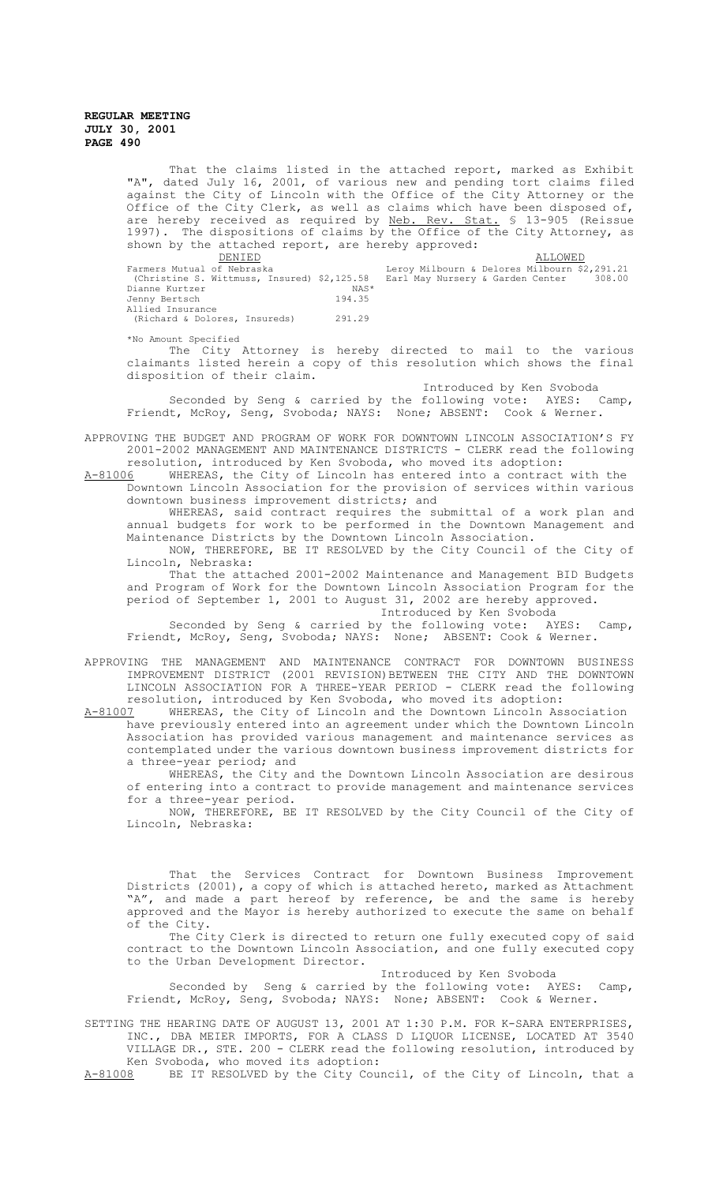That the claims listed in the attached report, marked as Exhibit "A", dated July 16, 2001, of various new and pending tort claims filed against the City of Lincoln with the Office of the City Attorney or the Office of the City Clerk, as well as claims which have been disposed of, are hereby received as required by Neb. Rev. Stat. § 13-905 (Reissue 1997). The dispositions of claims by the Office of the City Attorney, as shown by the attached report, are hereby approved:

| DENIED | | ALLOWED | |
|---|---|---|---|
| Farmers Mutual of Nebraska (Christine S. Wittmuss, Insured) | $2,125.58 | Leroy Milbourn & Delores Milbourn | $2,291.21 |
| Dianne Kurtzer | NAS* | Earl May Nursery & Garden Center | 308.00 |
| Jenny Bertsch | 194.35 | | |
| Allied Insurance (Richard & Dolores, Insureds) | 291.29 | | |

*No Amount Specified

The City Attorney is hereby directed to mail to the various claimants listed herein a copy of this resolution which shows the final disposition of their claim.

Introduced by Ken Svoboda

Seconded by Seng & carried by the following vote: AYES: Camp, Friendt, McRoy, Seng, Svoboda; NAYS: None; ABSENT: Cook & Werner.

APPROVING THE BUDGET AND PROGRAM OF WORK FOR DOWNTOWN LINCOLN ASSOCIATION'S FY 2001-2002 MANAGEMENT AND MAINTENANCE DISTRICTS - CLERK read the following resolution, introduced by Ken Svoboda, who moved its adoption:

A-81006 WHEREAS, the City of Lincoln has entered into a contract with the Downtown Lincoln Association for the provision of services within various downtown business improvement districts; and

WHEREAS, said contract requires the submittal of a work plan and annual budgets for work to be performed in the Downtown Management and Maintenance Districts by the Downtown Lincoln Association.

NOW, THEREFORE, BE IT RESOLVED by the City Council of the City of Lincoln, Nebraska:

That the attached 2001-2002 Maintenance and Management BID Budgets and Program of Work for the Downtown Lincoln Association Program for the period of September 1, 2001 to August 31, 2002 are hereby approved.

Introduced by Ken Svoboda

Seconded by Seng & carried by the following vote: AYES: Camp, Friendt, McRoy, Seng, Svoboda; NAYS: None; ABSENT: Cook & Werner.

APPROVING THE MANAGEMENT AND MAINTENANCE CONTRACT FOR DOWNTOWN BUSINESS IMPROVEMENT DISTRICT (2001 REVISION)BETWEEN THE CITY AND THE DOWNTOWN LINCOLN ASSOCIATION FOR A THREE-YEAR PERIOD - CLERK read the following resolution, introduced by Ken Svoboda, who moved its adoption:

A-81007 WHEREAS, the City of Lincoln and the Downtown Lincoln Association have previously entered into an agreement under which the Downtown Lincoln Association has provided various management and maintenance services as contemplated under the various downtown business improvement districts for a three-year period; and

WHEREAS, the City and the Downtown Lincoln Association are desirous of entering into a contract to provide management and maintenance services for a three-year period.

NOW, THEREFORE, BE IT RESOLVED by the City Council of the City of Lincoln, Nebraska:

That the Services Contract for Downtown Business Improvement Districts (2001), a copy of which is attached hereto, marked as Attachment "A", and made a part hereof by reference, be and the same is hereby approved and the Mayor is hereby authorized to execute the same on behalf of the City.

The City Clerk is directed to return one fully executed copy of said contract to the Downtown Lincoln Association, and one fully executed copy to the Urban Development Director.

Introduced by Ken Svoboda

Seconded by Seng & carried by the following vote: AYES: Camp, Friendt, McRoy, Seng, Svoboda; NAYS: None; ABSENT: Cook & Werner.

SETTING THE HEARING DATE OF AUGUST 13, 2001 AT 1:30 P.M. FOR K-SARA ENTERPRISES, INC., DBA MEIER IMPORTS, FOR A CLASS D LIQUOR LICENSE, LOCATED AT 3540 VILLAGE DR., STE. 200 - CLERK read the following resolution, introduced by Ken Svoboda, who moved its adoption:

A-81008 BE IT RESOLVED by the City Council, of the City of Lincoln, that a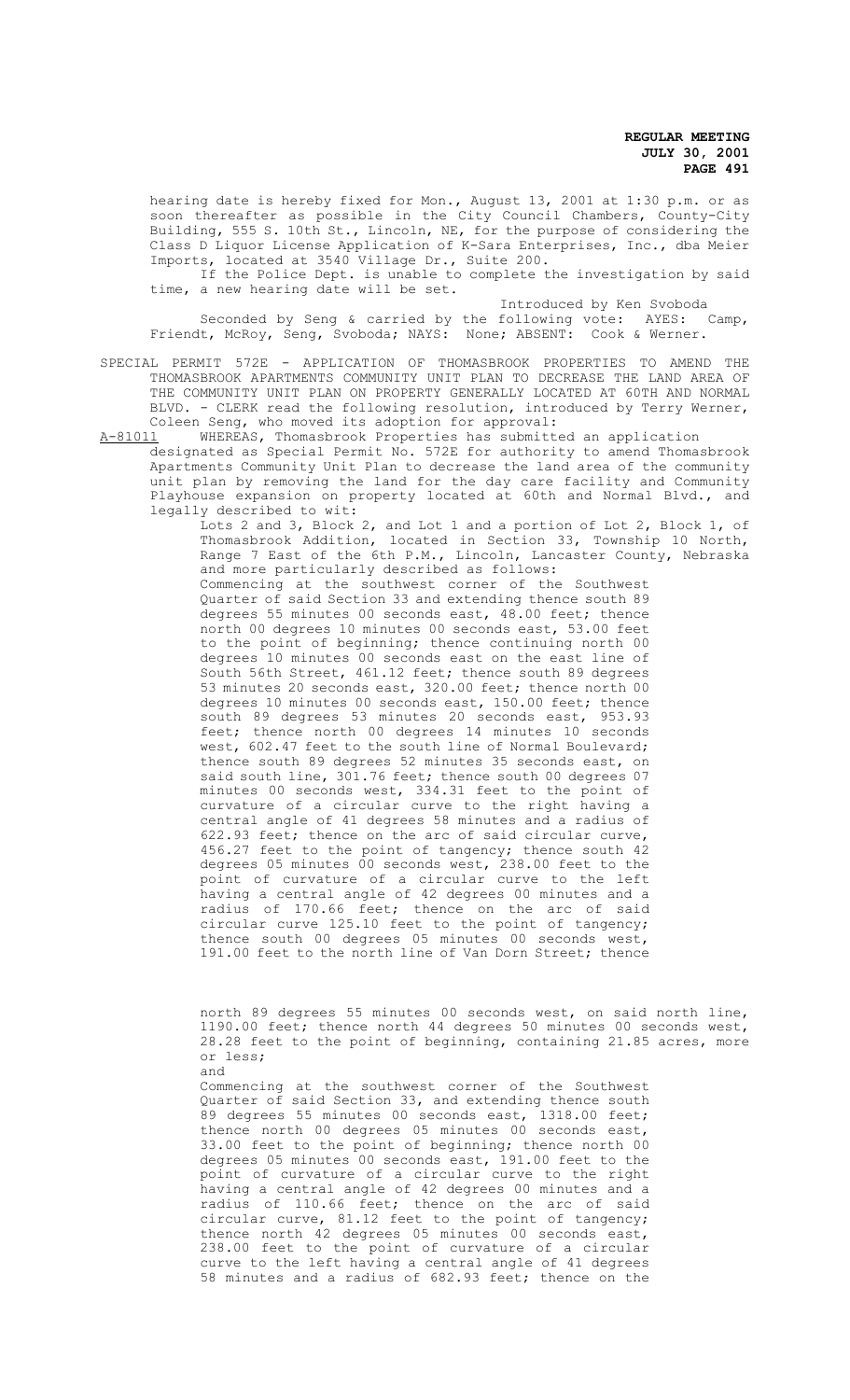hearing date is hereby fixed for Mon., August 13, 2001 at 1:30 p.m. or as soon thereafter as possible in the City Council Chambers, County-City Building, 555 S. 10th St., Lincoln, NE, for the purpose of considering the Class D Liquor License Application of K-Sara Enterprises, Inc., dba Meier Imports, located at 3540 Village Dr., Suite 200.

If the Police Dept. is unable to complete the investigation by said time, a new hearing date will be set.

Introduced by Ken Svoboda

Seconded by Seng & carried by the following vote: AYES: Camp, Friendt, McRoy, Seng, Svoboda; NAYS: None; ABSENT: Cook & Werner.

SPECIAL PERMIT 572E - APPLICATION OF THOMASBROOK PROPERTIES TO AMEND THE THOMASBROOK APARTMENTS COMMUNITY UNIT PLAN TO DECREASE THE LAND AREA OF THE COMMUNITY UNIT PLAN ON PROPERTY GENERALLY LOCATED AT 60TH AND NORMAL BLVD. - CLERK read the following resolution, introduced by Terry Werner, Coleen Seng, who moved its adoption for approval:

A-81011 WHEREAS, Thomasbrook Properties has submitted an application designated as Special Permit No. 572E for authority to amend Thomasbrook Apartments Community Unit Plan to decrease the land area of the community unit plan by removing the land for the day care facility and Community Playhouse expansion on property located at 60th and Normal Blvd., and legally described to wit:

Lots 2 and 3, Block 2, and Lot 1 and a portion of Lot 2, Block 1, of Thomasbrook Addition, located in Section 33, Township 10 North, Range 7 East of the 6th P.M., Lincoln, Lancaster County, Nebraska and more particularly described as follows:

Commencing at the southwest corner of the Southwest Quarter of said Section 33 and extending thence south 89 degrees 55 minutes 00 seconds east, 48.00 feet; thence north 00 degrees 10 minutes 00 seconds east, 53.00 feet to the point of beginning; thence continuing north 00 degrees 10 minutes 00 seconds east on the east line of South 56th Street, 461.12 feet; thence south 89 degrees 53 minutes 20 seconds east, 320.00 feet; thence north 00 degrees 10 minutes 00 seconds east, 150.00 feet; thence south 89 degrees 53 minutes 20 seconds east, 953.93 feet; thence north 00 degrees 14 minutes 10 seconds west, 602.47 feet to the south line of Normal Boulevard; thence south 89 degrees 52 minutes 35 seconds east, on said south line, 301.76 feet; thence south 00 degrees 07 minutes 00 seconds west, 334.31 feet to the point of curvature of a circular curve to the right having a central angle of 41 degrees 58 minutes and a radius of 622.93 feet; thence on the arc of said circular curve, 456.27 feet to the point of tangency; thence south 42 degrees 05 minutes 00 seconds west, 238.00 feet to the point of curvature of a circular curve to the left having a central angle of 42 degrees 00 minutes and a radius of 170.66 feet; thence on the arc of said circular curve 125.10 feet to the point of tangency; thence south 00 degrees 05 minutes 00 seconds west, 191.00 feet to the north line of Van Dorn Street; thence north 89 degrees 55 minutes 00 seconds west, on said north line, 1190.00 feet; thence north 44 degrees 50 minutes 00 seconds west, 28.28 feet to the point of beginning, containing 21.85 acres, more or less;

and

Commencing at the southwest corner of the Southwest Quarter of said Section 33, and extending thence south 89 degrees 55 minutes 00 seconds east, 1318.00 feet; thence north 00 degrees 05 minutes 00 seconds east, 33.00 feet to the point of beginning; thence north 00 degrees 05 minutes 00 seconds east, 191.00 feet to the point of curvature of a circular curve to the right having a central angle of 42 degrees 00 minutes and a radius of 110.66 feet; thence on the arc of said circular curve, 81.12 feet to the point of tangency; thence north 42 degrees 05 minutes 00 seconds east, 238.00 feet to the point of curvature of a circular curve to the left having a central angle of 41 degrees 58 minutes and a radius of 682.93 feet; thence on the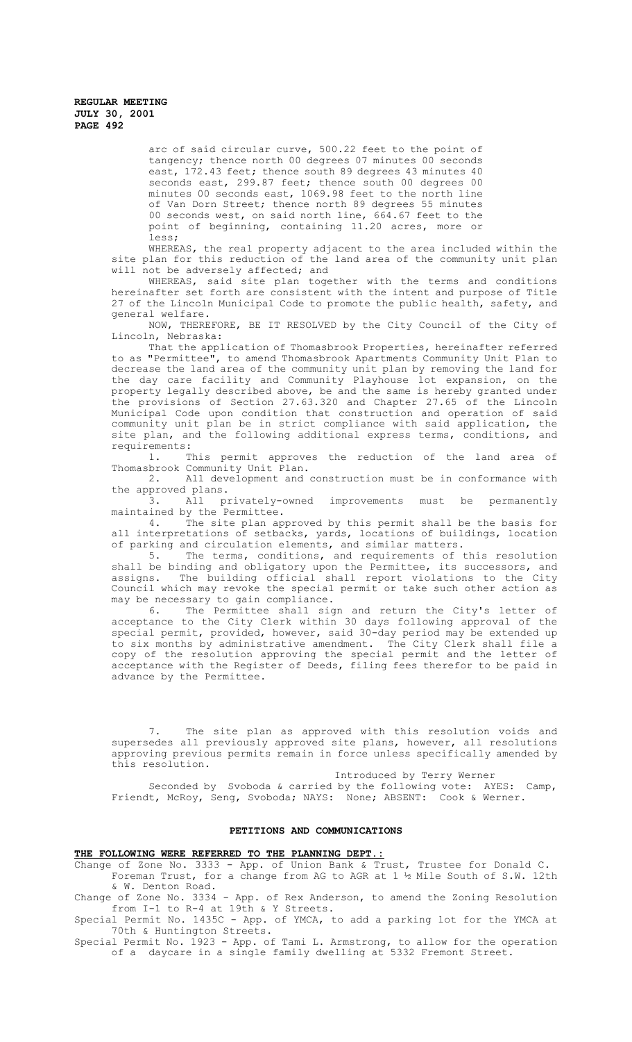arc of said circular curve, 500.22 feet to the point of tangency; thence north 00 degrees 07 minutes 00 seconds east, 172.43 feet; thence south 89 degrees 43 minutes 40 seconds east, 299.87 feet; thence south 00 degrees 00 minutes 00 seconds east, 1069.98 feet to the north line of Van Dorn Street; thence north 89 degrees 55 minutes 00 seconds west, on said north line, 664.67 feet to the point of beginning, containing 11.20 acres, more or less;

WHEREAS, the real property adjacent to the area included within the site plan for this reduction of the land area of the community unit plan will not be adversely affected; and

WHEREAS, said site plan together with the terms and conditions hereinafter set forth are consistent with the intent and purpose of Title 27 of the Lincoln Municipal Code to promote the public health, safety, and general welfare.

NOW, THEREFORE, BE IT RESOLVED by the City Council of the City of Lincoln, Nebraska:

That the application of Thomasbrook Properties, hereinafter referred to as "Permittee", to amend Thomasbrook Apartments Community Unit Plan to decrease the land area of the community unit plan by removing the land for the day care facility and Community Playhouse lot expansion, on the property legally described above, be and the same is hereby granted under the provisions of Section 27.63.320 and Chapter 27.65 of the Lincoln Municipal Code upon condition that construction and operation of said community unit plan be in strict compliance with said application, the site plan, and the following additional express terms, conditions, and requirements:

1. This permit approves the reduction of the land area of Thomasbrook Community Unit Plan.
2. All development and construction must be in conformance with the approved plans.
3. All privately-owned improvements must be permanently maintained by the Permittee.
4. The site plan approved by this permit shall be the basis for all interpretations of setbacks, yards, locations of buildings, location of parking and circulation elements, and similar matters.
5. The terms, conditions, and requirements of this resolution shall be binding and obligatory upon the Permittee, its successors, and assigns. The building official shall report violations to the City Council which may revoke the special permit or take such other action as may be necessary to gain compliance.
6. The Permittee shall sign and return the City's letter of acceptance to the City Clerk within 30 days following approval of the special permit, provided, however, said 30-day period may be extended up to six months by administrative amendment. The City Clerk shall file a copy of the resolution approving the special permit and the letter of acceptance with the Register of Deeds, filing fees therefor to be paid in advance by the Permittee.
7. The site plan as approved with this resolution voids and supersedes all previously approved site plans, however, all resolutions approving previous permits remain in force unless specifically amended by this resolution.

Introduced by Terry Werner

Seconded by Svoboda & carried by the following vote: AYES: Camp, Friendt, McRoy, Seng, Svoboda; NAYS: None; ABSENT: Cook & Werner.

## PETITIONS AND COMMUNICATIONS

**THE FOLLOWING WERE REFERRED TO THE PLANNING DEPT.:**

Change of Zone No. 3333 - App. of Union Bank & Trust, Trustee for Donald C. Foreman Trust, for a change from AG to AGR at 1 ½ Mile South of S.W. 12th & W. Denton Road.

Change of Zone No. 3334 - App. of Rex Anderson, to amend the Zoning Resolution from I-1 to R-4 at 19th & Y Streets.

Special Permit No. 1435C - App. of YMCA, to add a parking lot for the YMCA at 70th & Huntington Streets.

Special Permit No. 1923 - App. of Tami L. Armstrong, to allow for the operation of a daycare in a single family dwelling at 5332 Fremont Street.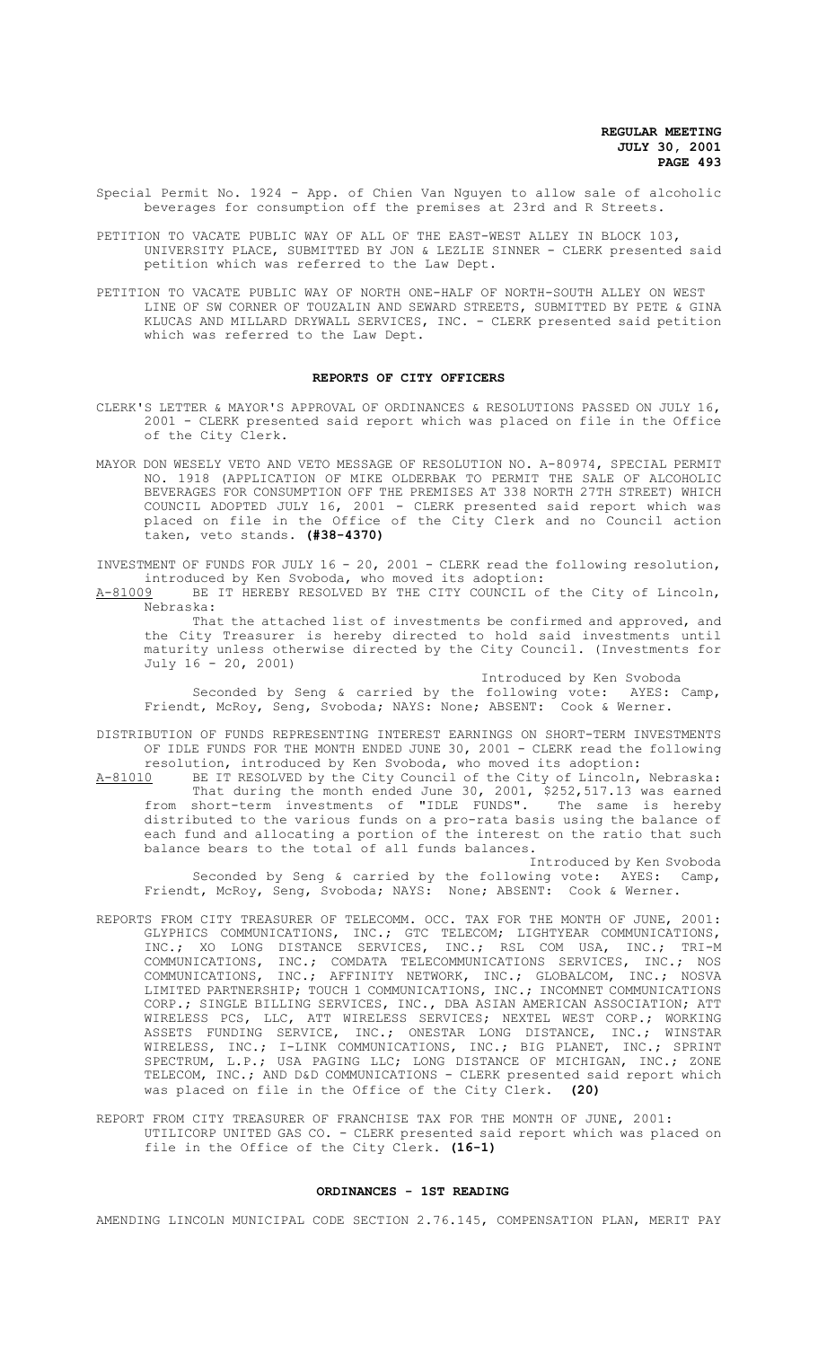Special Permit No. 1924 - App. of Chien Van Nguyen to allow sale of alcoholic beverages for consumption off the premises at 23rd and R Streets.

PETITION TO VACATE PUBLIC WAY OF ALL OF THE EAST-WEST ALLEY IN BLOCK 103, UNIVERSITY PLACE, SUBMITTED BY JON & LEZLIE SINNER - CLERK presented said petition which was referred to the Law Dept.

PETITION TO VACATE PUBLIC WAY OF NORTH ONE-HALF OF NORTH-SOUTH ALLEY ON WEST LINE OF SW CORNER OF TOUZALIN AND SEWARD STREETS, SUBMITTED BY PETE & GINA KLUCAS AND MILLARD DRYWALL SERVICES, INC. - CLERK presented said petition which was referred to the Law Dept.

## REPORTS OF CITY OFFICERS

CLERK'S LETTER & MAYOR'S APPROVAL OF ORDINANCES & RESOLUTIONS PASSED ON JULY 16, 2001 - CLERK presented said report which was placed on file in the Office of the City Clerk.

MAYOR DON WESELY VETO AND VETO MESSAGE OF RESOLUTION NO. A-80974, SPECIAL PERMIT NO. 1918 (APPLICATION OF MIKE OLDERBAK TO PERMIT THE SALE OF ALCOHOLIC BEVERAGES FOR CONSUMPTION OFF THE PREMISES AT 338 NORTH 27TH STREET) WHICH COUNCIL ADOPTED JULY 16, 2001 - CLERK presented said report which was placed on file in the Office of the City Clerk and no Council action taken, veto stands. **(#38-4370)**

INVESTMENT OF FUNDS FOR JULY 16 - 20, 2001 - CLERK read the following resolution, introduced by Ken Svoboda, who moved its adoption:

A-81009 BE IT HEREBY RESOLVED BY THE CITY COUNCIL of the City of Lincoln, Nebraska:

That the attached list of investments be confirmed and approved, and the City Treasurer is hereby directed to hold said investments until maturity unless otherwise directed by the City Council. (Investments for July 16 - 20, 2001)

Introduced by Ken Svoboda

Seconded by Seng & carried by the following vote: AYES: Camp, Friendt, McRoy, Seng, Svoboda; NAYS: None; ABSENT: Cook & Werner.

DISTRIBUTION OF FUNDS REPRESENTING INTEREST EARNINGS ON SHORT-TERM INVESTMENTS OF IDLE FUNDS FOR THE MONTH ENDED JUNE 30, 2001 - CLERK read the following resolution, introduced by Ken Svoboda, who moved its adoption:

A-81010 BE IT RESOLVED by the City Council of the City of Lincoln, Nebraska:

That during the month ended June 30, 2001, $252,517.13 was earned from short-term investments of "IDLE FUNDS". The same is hereby distributed to the various funds on a pro-rata basis using the balance of each fund and allocating a portion of the interest on the ratio that such balance bears to the total of all funds balances.

Introduced by Ken Svoboda

Seconded by Seng & carried by the following vote: AYES: Camp, Friendt, McRoy, Seng, Svoboda; NAYS: None; ABSENT: Cook & Werner.

REPORTS FROM CITY TREASURER OF TELECOMM. OCC. TAX FOR THE MONTH OF JUNE, 2001: GLYPHICS COMMUNICATIONS, INC.; GTC TELECOM; LIGHTYEAR COMMUNICATIONS, INC.; XO LONG DISTANCE SERVICES, INC.; RSL COM USA, INC.; TRI-M COMMUNICATIONS, INC.; COMDATA TELECOMMUNICATIONS SERVICES, INC.; NOS COMMUNICATIONS, INC.; AFFINITY NETWORK, INC.; GLOBALCOM, INC.; NOSVA LIMITED PARTNERSHIP; TOUCH 1 COMMUNICATIONS, INC.; INCOMNET COMMUNICATIONS CORP.; SINGLE BILLING SERVICES, INC., DBA ASIAN AMERICAN ASSOCIATION; ATT WIRELESS PCS, LLC, ATT WIRELESS SERVICES; NEXTEL WEST CORP.; WORKING ASSETS FUNDING SERVICE, INC.; ONESTAR LONG DISTANCE, INC.; WINSTAR WIRELESS, INC.; I-LINK COMMUNICATIONS, INC.; BIG PLANET, INC.; SPRINT SPECTRUM, L.P.; USA PAGING LLC; LONG DISTANCE OF MICHIGAN, INC.; ZONE TELECOM, INC.; AND D&D COMMUNICATIONS - CLERK presented said report which was placed on file in the Office of the City Clerk. **(20)**

REPORT FROM CITY TREASURER OF FRANCHISE TAX FOR THE MONTH OF JUNE, 2001: UTILICORP UNITED GAS CO. - CLERK presented said report which was placed on file in the Office of the City Clerk. **(16-1)**

## ORDINANCES - 1ST READING

AMENDING LINCOLN MUNICIPAL CODE SECTION 2.76.145, COMPENSATION PLAN, MERIT PAY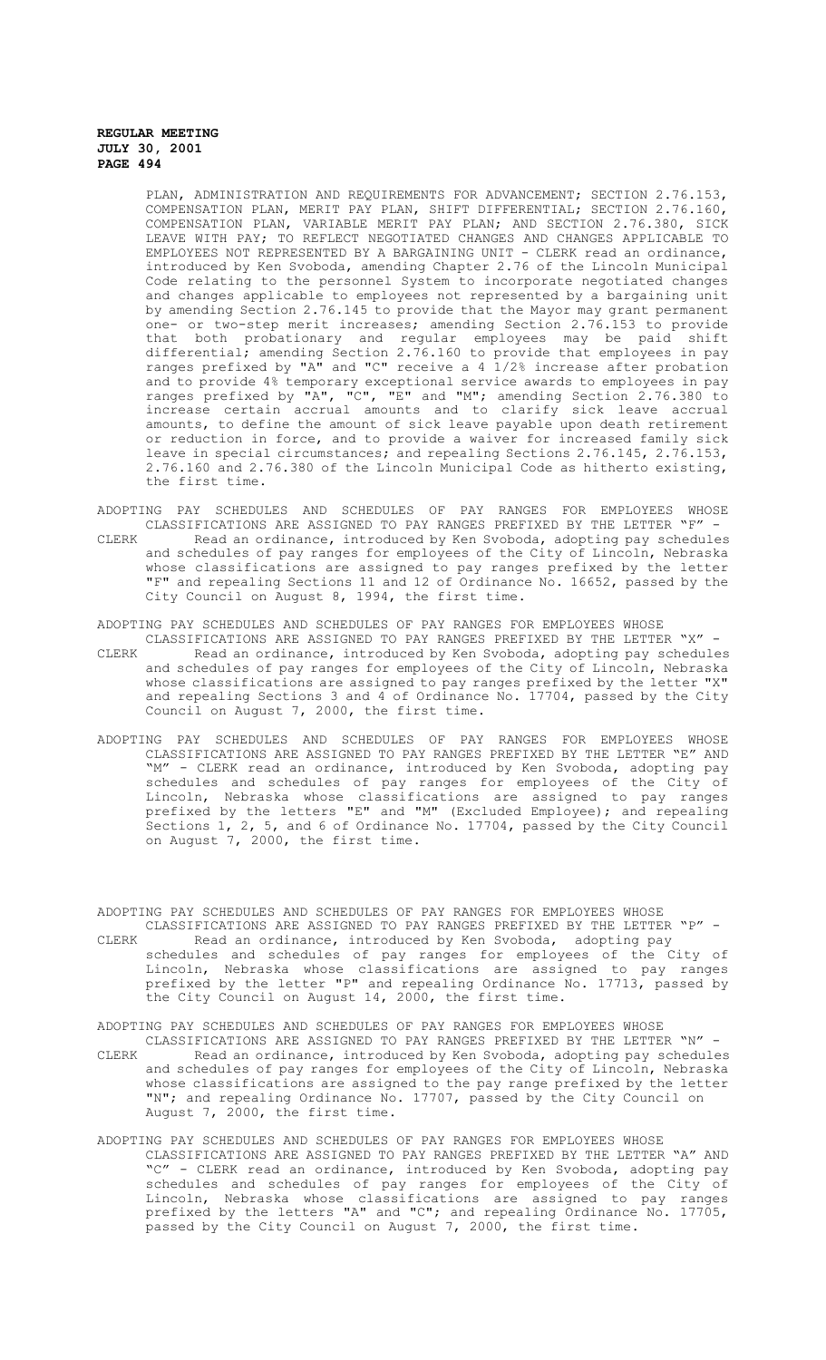PLAN, ADMINISTRATION AND REQUIREMENTS FOR ADVANCEMENT; SECTION 2.76.153, COMPENSATION PLAN, MERIT PAY PLAN, SHIFT DIFFERENTIAL; SECTION 2.76.160, COMPENSATION PLAN, VARIABLE MERIT PAY PLAN; AND SECTION 2.76.380, SICK LEAVE WITH PAY; TO REFLECT NEGOTIATED CHANGES AND CHANGES APPLICABLE TO EMPLOYEES NOT REPRESENTED BY A BARGAINING UNIT - CLERK read an ordinance, introduced by Ken Svoboda, amending Chapter 2.76 of the Lincoln Municipal Code relating to the personnel System to incorporate negotiated changes and changes applicable to employees not represented by a bargaining unit by amending Section 2.76.145 to provide that the Mayor may grant permanent one- or two-step merit increases; amending Section 2.76.153 to provide that both probationary and regular employees may be paid shift differential; amending Section 2.76.160 to provide that employees in pay ranges prefixed by "A" and "C" receive a 4 1/2% increase after probation and to provide 4% temporary exceptional service awards to employees in pay ranges prefixed by "A", "C", "E" and "M"; amending Section 2.76.380 to increase certain accrual amounts and to clarify sick leave accrual amounts, to define the amount of sick leave payable upon death retirement or reduction in force, and to provide a waiver for increased family sick leave in special circumstances; and repealing Sections 2.76.145, 2.76.153, 2.76.160 and 2.76.380 of the Lincoln Municipal Code as hitherto existing, the first time.

ADOPTING PAY SCHEDULES AND SCHEDULES OF PAY RANGES FOR EMPLOYEES WHOSE CLASSIFICATIONS ARE ASSIGNED TO PAY RANGES PREFIXED BY THE LETTER "F" - CLERK Read an ordinance, introduced by Ken Svoboda, adopting pay schedules and schedules of pay ranges for employees of the City of Lincoln, Nebraska whose classifications are assigned to pay ranges prefixed by the letter "F" and repealing Sections 11 and 12 of Ordinance No. 16652, passed by the City Council on August 8, 1994, the first time.

ADOPTING PAY SCHEDULES AND SCHEDULES OF PAY RANGES FOR EMPLOYEES WHOSE CLASSIFICATIONS ARE ASSIGNED TO PAY RANGES PREFIXED BY THE LETTER "X" - CLERK Read an ordinance, introduced by Ken Svoboda, adopting pay schedules and schedules of pay ranges for employees of the City of Lincoln, Nebraska whose classifications are assigned to pay ranges prefixed by the letter "X" and repealing Sections 3 and 4 of Ordinance No. 17704, passed by the City Council on August 7, 2000, the first time.

ADOPTING PAY SCHEDULES AND SCHEDULES OF PAY RANGES FOR EMPLOYEES WHOSE CLASSIFICATIONS ARE ASSIGNED TO PAY RANGES PREFIXED BY THE LETTER "E" AND "M" - CLERK read an ordinance, introduced by Ken Svoboda, adopting pay schedules and schedules of pay ranges for employees of the City of Lincoln, Nebraska whose classifications are assigned to pay ranges prefixed by the letters "E" and "M" (Excluded Employee); and repealing Sections 1, 2, 5, and 6 of Ordinance No. 17704, passed by the City Council on August 7, 2000, the first time.

ADOPTING PAY SCHEDULES AND SCHEDULES OF PAY RANGES FOR EMPLOYEES WHOSE CLASSIFICATIONS ARE ASSIGNED TO PAY RANGES PREFIXED BY THE LETTER "P" - CLERK Read an ordinance, introduced by Ken Svoboda, adopting pay schedules and schedules of pay ranges for employees of the City of Lincoln, Nebraska whose classifications are assigned to pay ranges prefixed by the letter "P" and repealing Ordinance No. 17713, passed by the City Council on August 14, 2000, the first time.

ADOPTING PAY SCHEDULES AND SCHEDULES OF PAY RANGES FOR EMPLOYEES WHOSE CLASSIFICATIONS ARE ASSIGNED TO PAY RANGES PREFIXED BY THE LETTER "N" - CLERK Read an ordinance, introduced by Ken Svoboda, adopting pay schedules and schedules of pay ranges for employees of the City of Lincoln, Nebraska whose classifications are assigned to the pay range prefixed by the letter "N"; and repealing Ordinance No. 17707, passed by the City Council on August 7, 2000, the first time.

ADOPTING PAY SCHEDULES AND SCHEDULES OF PAY RANGES FOR EMPLOYEES WHOSE CLASSIFICATIONS ARE ASSIGNED TO PAY RANGES PREFIXED BY THE LETTER "A" AND "C" - CLERK read an ordinance, introduced by Ken Svoboda, adopting pay schedules and schedules of pay ranges for employees of the City of Lincoln, Nebraska whose classifications are assigned to pay ranges prefixed by the letters "A" and "C"; and repealing Ordinance No. 17705, passed by the City Council on August 7, 2000, the first time.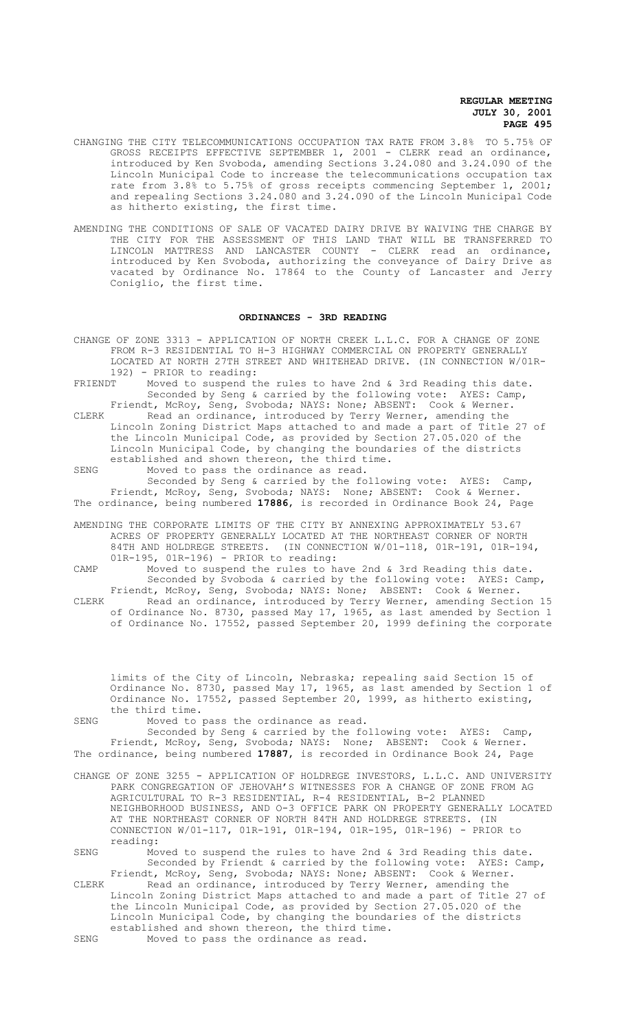CHANGING THE CITY TELECOMMUNICATIONS OCCUPATION TAX RATE FROM 3.8% TO 5.75% OF GROSS RECEIPTS EFFECTIVE SEPTEMBER 1, 2001 - CLERK read an ordinance, introduced by Ken Svoboda, amending Sections 3.24.080 and 3.24.090 of the Lincoln Municipal Code to increase the telecommunications occupation tax rate from 3.8% to 5.75% of gross receipts commencing September 1, 2001; and repealing Sections 3.24.080 and 3.24.090 of the Lincoln Municipal Code as hitherto existing, the first time.

AMENDING THE CONDITIONS OF SALE OF VACATED DAIRY DRIVE BY WAIVING THE CHARGE BY THE CITY FOR THE ASSESSMENT OF THIS LAND THAT WILL BE TRANSFERRED TO LINCOLN MATTRESS AND LANCASTER COUNTY - CLERK read an ordinance, introduced by Ken Svoboda, authorizing the conveyance of Dairy Drive as vacated by Ordinance No. 17864 to the County of Lancaster and Jerry Coniglio, the first time.

## ORDINANCES - 3RD READING

CHANGE OF ZONE 3313 - APPLICATION OF NORTH CREEK L.L.C. FOR A CHANGE OF ZONE FROM R-3 RESIDENTIAL TO H-3 HIGHWAY COMMERCIAL ON PROPERTY GENERALLY LOCATED AT NORTH 27TH STREET AND WHITEHEAD DRIVE. (IN CONNECTION W/01R-192) - PRIOR to reading:

FRIENDT Moved to suspend the rules to have 2nd & 3rd Reading this date. Seconded by Seng & carried by the following vote: AYES: Camp, Friendt, McRoy, Seng, Svoboda; NAYS: None; ABSENT: Cook & Werner.

CLERK Read an ordinance, introduced by Terry Werner, amending the Lincoln Zoning District Maps attached to and made a part of Title 27 of the Lincoln Municipal Code, as provided by Section 27.05.020 of the Lincoln Municipal Code, by changing the boundaries of the districts established and shown thereon, the third time.

SENG Moved to pass the ordinance as read. Seconded by Seng & carried by the following vote: AYES: Camp, Friendt, McRoy, Seng, Svoboda; NAYS: None; ABSENT: Cook & Werner. The ordinance, being numbered **17886**, is recorded in Ordinance Book 24, Page

AMENDING THE CORPORATE LIMITS OF THE CITY BY ANNEXING APPROXIMATELY 53.67 ACRES OF PROPERTY GENERALLY LOCATED AT THE NORTHEAST CORNER OF NORTH 84TH AND HOLDREGE STREETS. (IN CONNECTION W/01-118, 01R-191, 01R-194, 01R-195, 01R-196) - PRIOR to reading:

CAMP Moved to suspend the rules to have 2nd & 3rd Reading this date. Seconded by Svoboda & carried by the following vote: AYES: Camp, Friendt, McRoy, Seng, Svoboda; NAYS: None; ABSENT: Cook & Werner.

CLERK Read an ordinance, introduced by Terry Werner, amending Section 15 of Ordinance No. 8730, passed May 17, 1965, as last amended by Section 1 of Ordinance No. 17552, passed September 20, 1999 defining the corporate limits of the City of Lincoln, Nebraska; repealing said Section 15 of Ordinance No. 8730, passed May 17, 1965, as last amended by Section 1 of Ordinance No. 17552, passed September 20, 1999, as hitherto existing, the third time.

SENG Moved to pass the ordinance as read. Seconded by Seng & carried by the following vote: AYES: Camp, Friendt, McRoy, Seng, Svoboda; NAYS: None; ABSENT: Cook & Werner. The ordinance, being numbered **17887**, is recorded in Ordinance Book 24, Page

CHANGE OF ZONE 3255 - APPLICATION OF HOLDREGE INVESTORS, L.L.C. AND UNIVERSITY PARK CONGREGATION OF JEHOVAH'S WITNESSES FOR A CHANGE OF ZONE FROM AG AGRICULTURAL TO R-3 RESIDENTIAL, R-4 RESIDENTIAL, B-2 PLANNED NEIGHBORHOOD BUSINESS, AND O-3 OFFICE PARK ON PROPERTY GENERALLY LOCATED AT THE NORTHEAST CORNER OF NORTH 84TH AND HOLDREGE STREETS. (IN CONNECTION W/01-117, 01R-191, 01R-194, 01R-195, 01R-196) - PRIOR to reading:

SENG Moved to suspend the rules to have 2nd & 3rd Reading this date. Seconded by Friendt & carried by the following vote: AYES: Camp, Friendt, McRoy, Seng, Svoboda; NAYS: None; ABSENT: Cook & Werner.

CLERK Read an ordinance, introduced by Terry Werner, amending the Lincoln Zoning District Maps attached to and made a part of Title 27 of the Lincoln Municipal Code, as provided by Section 27.05.020 of the Lincoln Municipal Code, by changing the boundaries of the districts established and shown thereon, the third time.

SENG Moved to pass the ordinance as read.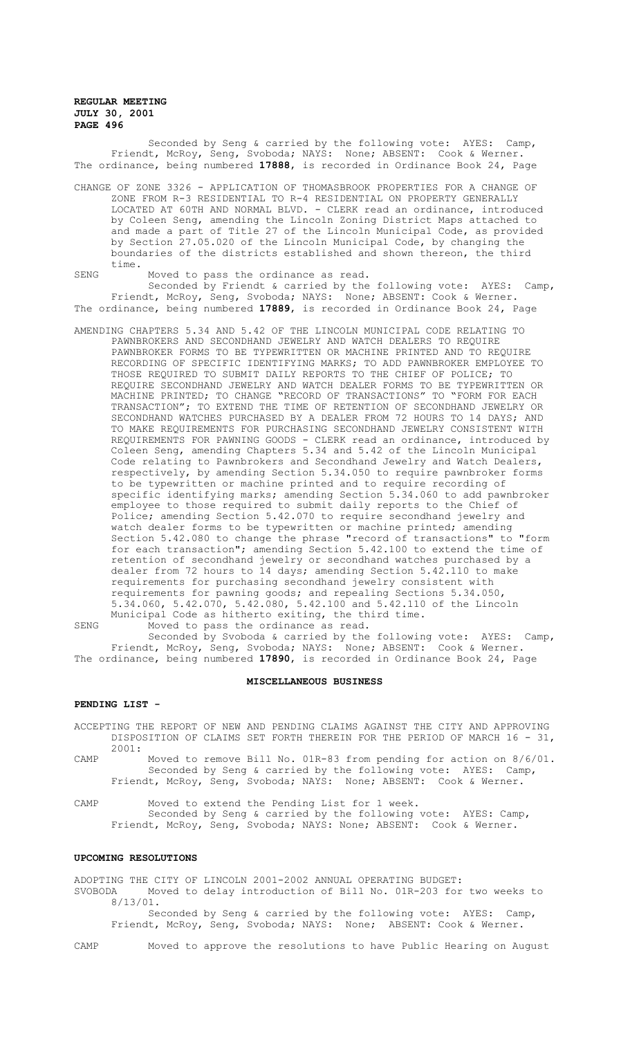Seconded by Seng & carried by the following vote: AYES: Camp, Friendt, McRoy, Seng, Svoboda; NAYS: None; ABSENT: Cook & Werner.
The ordinance, being numbered **17888**, is recorded in Ordinance Book 24, Page

CHANGE OF ZONE 3326 - APPLICATION OF THOMASBROOK PROPERTIES FOR A CHANGE OF ZONE FROM R-3 RESIDENTIAL TO R-4 RESIDENTIAL ON PROPERTY GENERALLY LOCATED AT 60TH AND NORMAL BLVD. - CLERK read an ordinance, introduced by Coleen Seng, amending the Lincoln Zoning District Maps attached to and made a part of Title 27 of the Lincoln Municipal Code, as provided by Section 27.05.020 of the Lincoln Municipal Code, by changing the boundaries of the districts established and shown thereon, the third time.

SENG Moved to pass the ordinance as read.

Seconded by Friendt & carried by the following vote: AYES: Camp, Friendt, McRoy, Seng, Svoboda; NAYS: None; ABSENT: Cook & Werner.
The ordinance, being numbered **17889**, is recorded in Ordinance Book 24, Page

AMENDING CHAPTERS 5.34 AND 5.42 OF THE LINCOLN MUNICIPAL CODE RELATING TO PAWNBROKERS AND SECONDHAND JEWELRY AND WATCH DEALERS TO REQUIRE PAWNBROKER FORMS TO BE TYPEWRITTEN OR MACHINE PRINTED AND TO REQUIRE RECORDING OF SPECIFIC IDENTIFYING MARKS; TO ADD PAWNBROKER EMPLOYEE TO THOSE REQUIRED TO SUBMIT DAILY REPORTS TO THE CHIEF OF POLICE; TO REQUIRE SECONDHAND JEWELRY AND WATCH DEALER FORMS TO BE TYPEWRITTEN OR MACHINE PRINTED; TO CHANGE "RECORD OF TRANSACTIONS" TO "FORM FOR EACH TRANSACTION"; TO EXTEND THE TIME OF RETENTION OF SECONDHAND JEWELRY OR SECONDHAND WATCHES PURCHASED BY A DEALER FROM 72 HOURS TO 14 DAYS; AND TO MAKE REQUIREMENTS FOR PURCHASING SECONDHAND JEWELRY CONSISTENT WITH REQUIREMENTS FOR PAWNING GOODS - CLERK read an ordinance, introduced by Coleen Seng, amending Chapters 5.34 and 5.42 of the Lincoln Municipal Code relating to Pawnbrokers and Secondhand Jewelry and Watch Dealers, respectively, by amending Section 5.34.050 to require pawnbroker forms to be typewritten or machine printed and to require recording of specific identifying marks; amending Section 5.34.060 to add pawnbroker employee to those required to submit daily reports to the Chief of Police; amending Section 5.42.070 to require secondhand jewelry and watch dealer forms to be typewritten or machine printed; amending Section 5.42.080 to change the phrase "record of transactions" to "form for each transaction"; amending Section 5.42.100 to extend the time of retention of secondhand jewelry or secondhand watches purchased by a dealer from 72 hours to 14 days; amending Section 5.42.110 to make requirements for purchasing secondhand jewelry consistent with requirements for pawning goods; and repealing Sections 5.34.050, 5.34.060, 5.42.070, 5.42.080, 5.42.100 and 5.42.110 of the Lincoln Municipal Code as hitherto exiting, the third time.

SENG Moved to pass the ordinance as read.

Seconded by Svoboda & carried by the following vote: AYES: Camp, Friendt, McRoy, Seng, Svoboda; NAYS: None; ABSENT: Cook & Werner.
The ordinance, being numbered **17890**, is recorded in Ordinance Book 24, Page

## MISCELLANEOUS BUSINESS

### PENDING LIST -

ACCEPTING THE REPORT OF NEW AND PENDING CLAIMS AGAINST THE CITY AND APPROVING DISPOSITION OF CLAIMS SET FORTH THEREIN FOR THE PERIOD OF MARCH 16 - 31, 2001:

CAMP Moved to remove Bill No. 01R-83 from pending for action on 8/6/01.
Seconded by Seng & carried by the following vote: AYES: Camp, Friendt, McRoy, Seng, Svoboda; NAYS: None; ABSENT: Cook & Werner.

CAMP Moved to extend the Pending List for 1 week.
Seconded by Seng & carried by the following vote: AYES: Camp, Friendt, McRoy, Seng, Svoboda; NAYS: None; ABSENT: Cook & Werner.

### UPCOMING RESOLUTIONS

ADOPTING THE CITY OF LINCOLN 2001-2002 ANNUAL OPERATING BUDGET:

SVOBODA Moved to delay introduction of Bill No. 01R-203 for two weeks to 8/13/01.
Seconded by Seng & carried by the following vote: AYES: Camp, Friendt, McRoy, Seng, Svoboda; NAYS: None; ABSENT: Cook & Werner.

CAMP Moved to approve the resolutions to have Public Hearing on August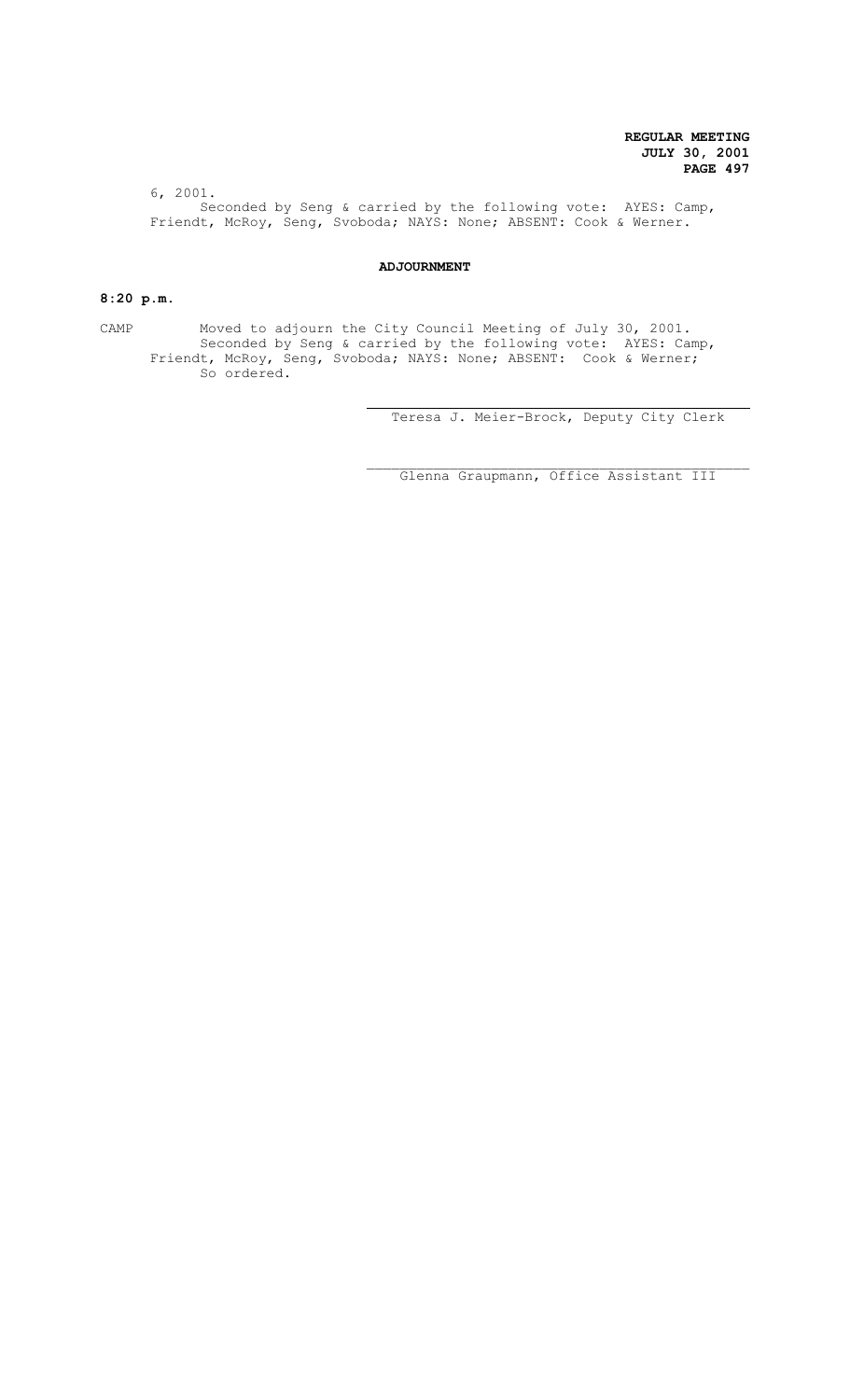6, 2001.

Seconded by Seng & carried by the following vote: AYES: Camp, Friendt, McRoy, Seng, Svoboda; NAYS: None; ABSENT: Cook & Werner.

**ADJOURNMENT**

**8:20 p.m.**

CAMP Moved to adjourn the City Council Meeting of July 30, 2001.

Seconded by Seng & carried by the following vote: AYES: Camp, Friendt, McRoy, Seng, Svoboda; NAYS: None; ABSENT: Cook & Werner; So ordered.

Teresa J. Meier-Brock, Deputy City Clerk

Glenna Graupmann, Office Assistant III